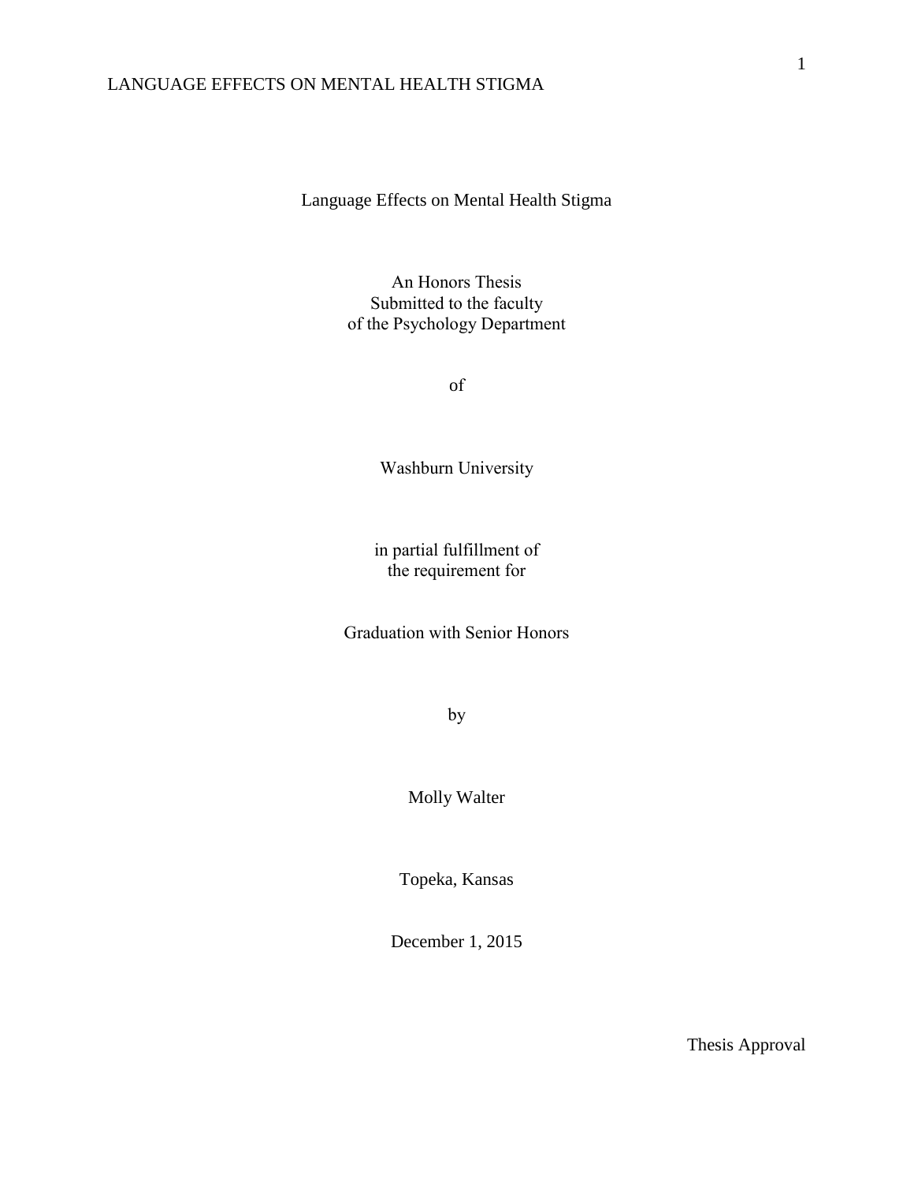# Language Effects on Mental Health Stigma

An Honors Thesis
Submitted to the faculty
of the Psychology Department

of

Washburn University

in partial fulfillment of
the requirement for

Graduation with Senior Honors

by

Molly Walter

Topeka, Kansas

December 1, 2015

Thesis Approval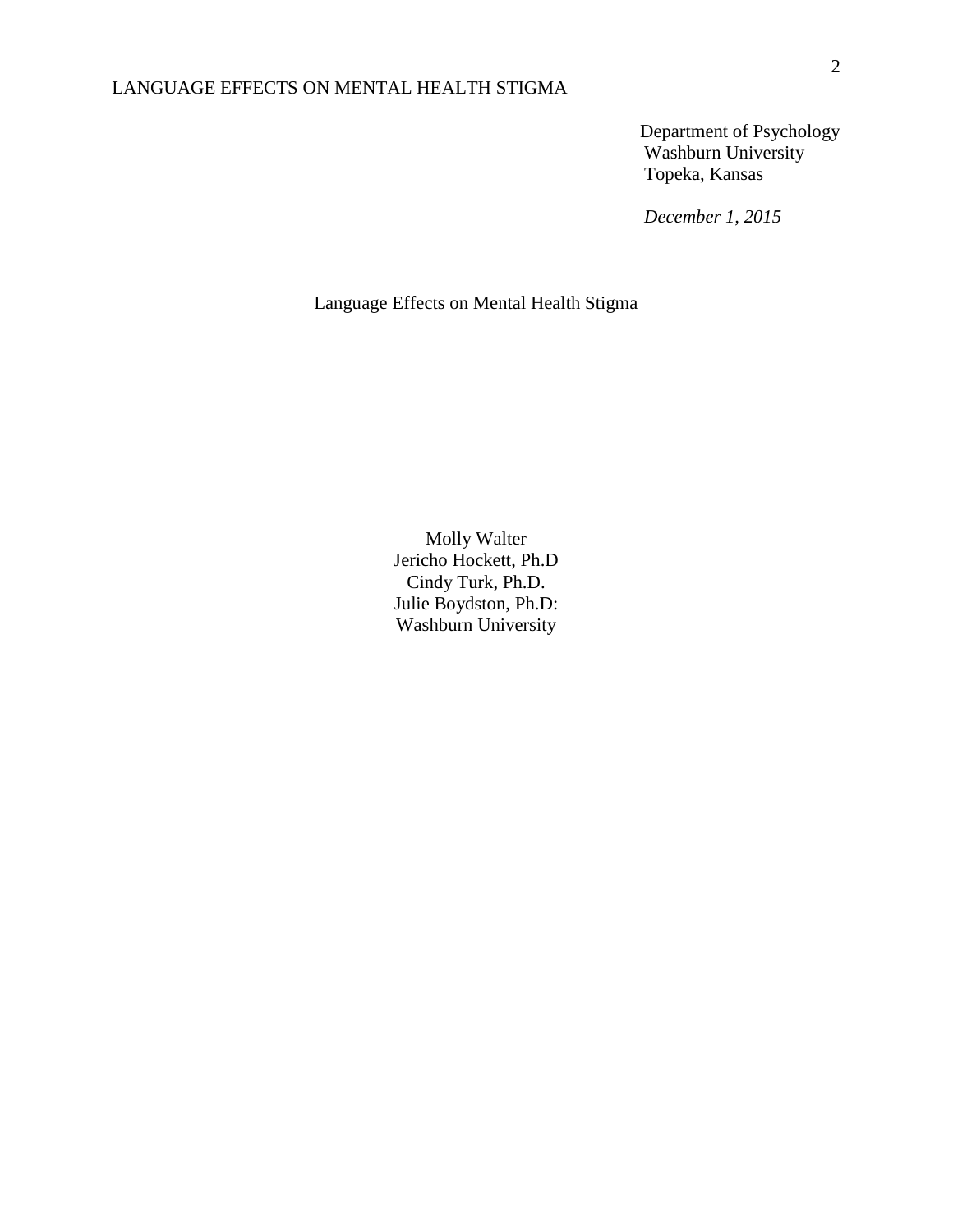Department of Psychology
Washburn University
Topeka, Kansas

*December 1, 2015*

Language Effects on Mental Health Stigma

Molly Walter
Jericho Hockett, Ph.D
Cindy Turk, Ph.D.
Julie Boydston, Ph.D:
Washburn University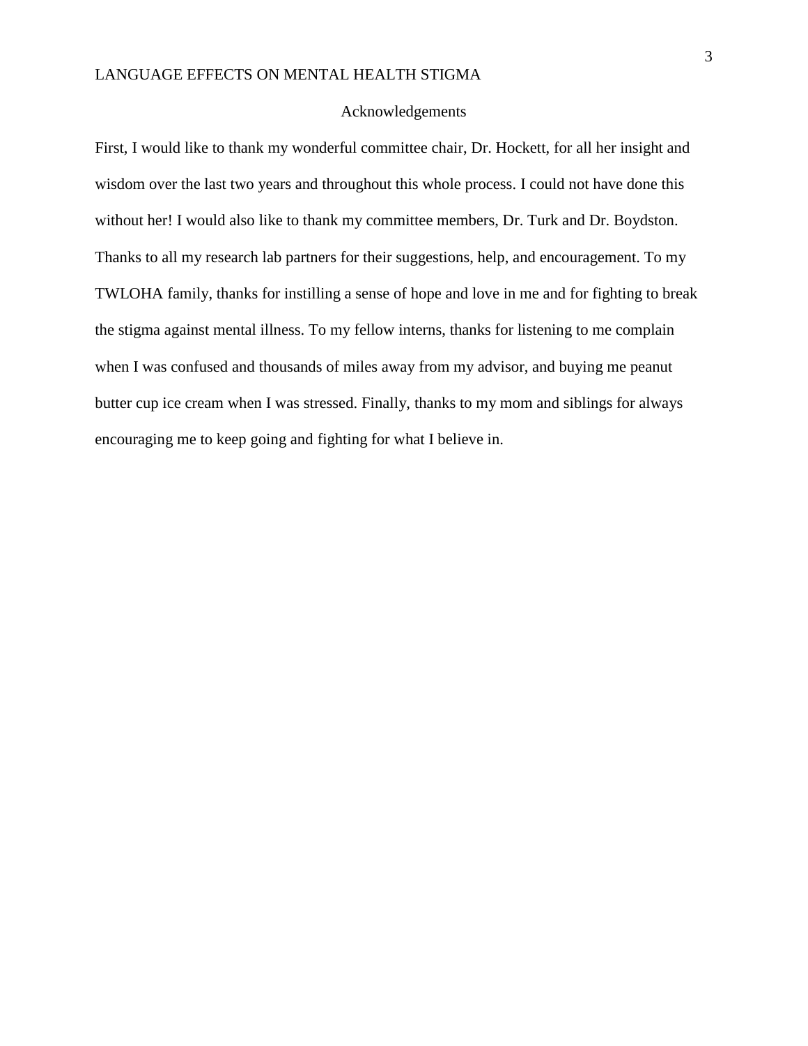# Acknowledgements

First, I would like to thank my wonderful committee chair, Dr. Hockett, for all her insight and wisdom over the last two years and throughout this whole process. I could not have done this without her! I would also like to thank my committee members, Dr. Turk and Dr. Boydston. Thanks to all my research lab partners for their suggestions, help, and encouragement. To my TWLOHA family, thanks for instilling a sense of hope and love in me and for fighting to break the stigma against mental illness. To my fellow interns, thanks for listening to me complain when I was confused and thousands of miles away from my advisor, and buying me peanut butter cup ice cream when I was stressed. Finally, thanks to my mom and siblings for always encouraging me to keep going and fighting for what I believe in.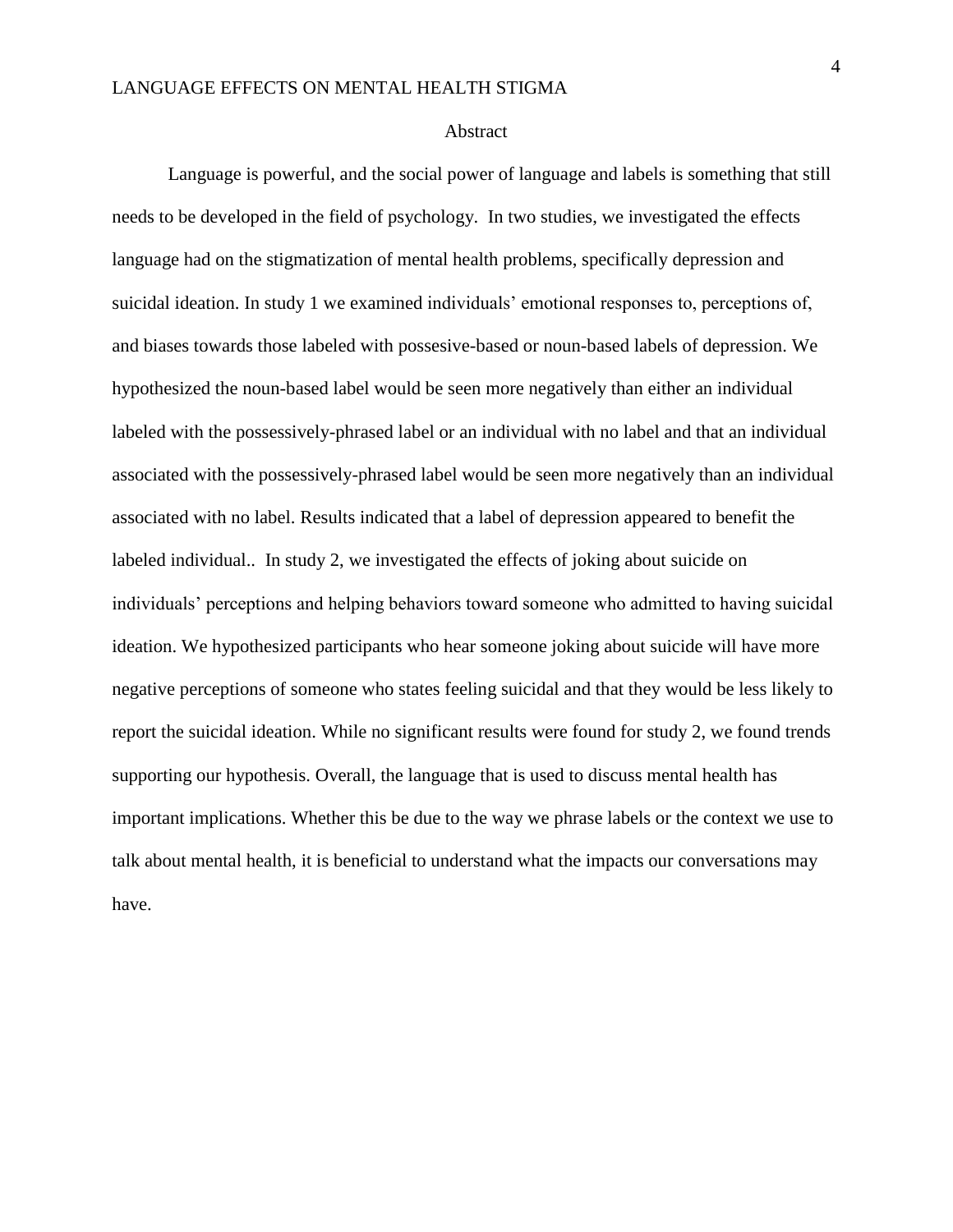# Abstract

Language is powerful, and the social power of language and labels is something that still needs to be developed in the field of psychology. In two studies, we investigated the effects language had on the stigmatization of mental health problems, specifically depression and suicidal ideation. In study 1 we examined individuals' emotional responses to, perceptions of, and biases towards those labeled with possesive-based or noun-based labels of depression. We hypothesized the noun-based label would be seen more negatively than either an individual labeled with the possessively-phrased label or an individual with no label and that an individual associated with the possessively-phrased label would be seen more negatively than an individual associated with no label. Results indicated that a label of depression appeared to benefit the labeled individual.. In study 2, we investigated the effects of joking about suicide on individuals' perceptions and helping behaviors toward someone who admitted to having suicidal ideation. We hypothesized participants who hear someone joking about suicide will have more negative perceptions of someone who states feeling suicidal and that they would be less likely to report the suicidal ideation. While no significant results were found for study 2, we found trends supporting our hypothesis. Overall, the language that is used to discuss mental health has important implications. Whether this be due to the way we phrase labels or the context we use to talk about mental health, it is beneficial to understand what the impacts our conversations may have.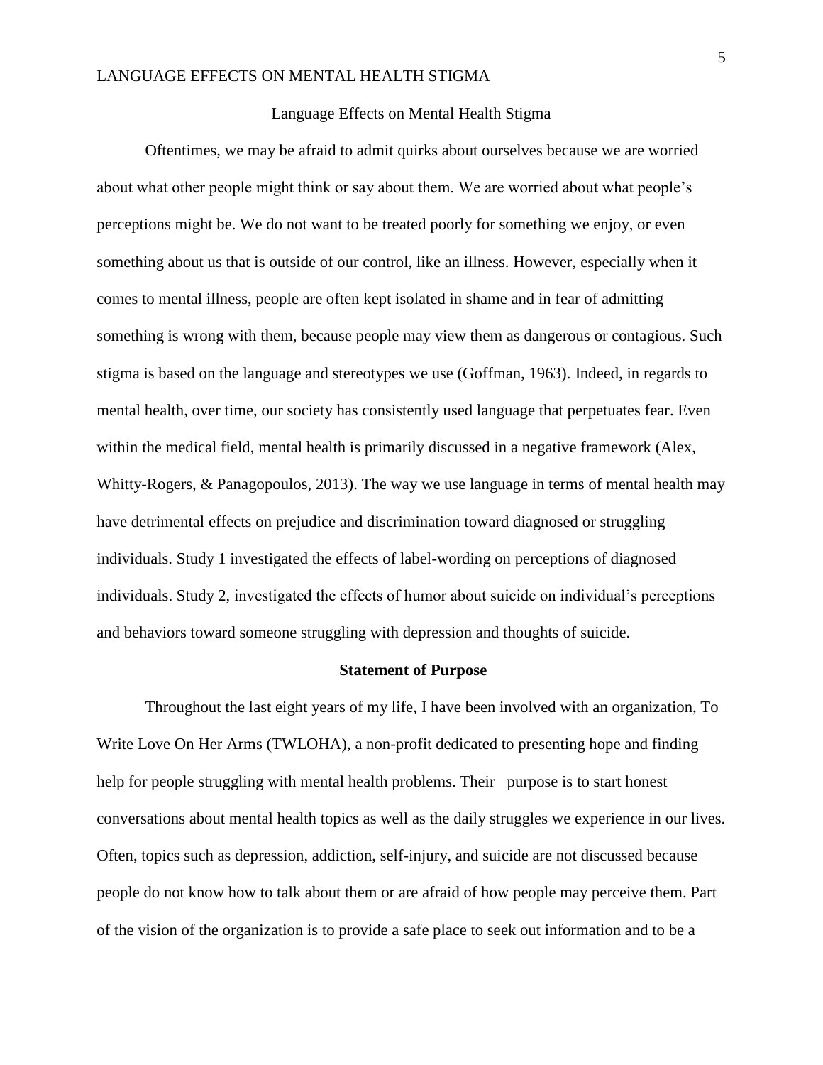Language Effects on Mental Health Stigma

Oftentimes, we may be afraid to admit quirks about ourselves because we are worried about what other people might think or say about them. We are worried about what people's perceptions might be. We do not want to be treated poorly for something we enjoy, or even something about us that is outside of our control, like an illness. However, especially when it comes to mental illness, people are often kept isolated in shame and in fear of admitting something is wrong with them, because people may view them as dangerous or contagious. Such stigma is based on the language and stereotypes we use (Goffman, 1963). Indeed, in regards to mental health, over time, our society has consistently used language that perpetuates fear. Even within the medical field, mental health is primarily discussed in a negative framework (Alex, Whitty-Rogers, & Panagopoulos, 2013). The way we use language in terms of mental health may have detrimental effects on prejudice and discrimination toward diagnosed or struggling individuals. Study 1 investigated the effects of label-wording on perceptions of diagnosed individuals. Study 2, investigated the effects of humor about suicide on individual's perceptions and behaviors toward someone struggling with depression and thoughts of suicide.

## Statement of Purpose

Throughout the last eight years of my life, I have been involved with an organization, To Write Love On Her Arms (TWLOHA), a non-profit dedicated to presenting hope and finding help for people struggling with mental health problems. Their purpose is to start honest conversations about mental health topics as well as the daily struggles we experience in our lives. Often, topics such as depression, addiction, self-injury, and suicide are not discussed because people do not know how to talk about them or are afraid of how people may perceive them. Part of the vision of the organization is to provide a safe place to seek out information and to be a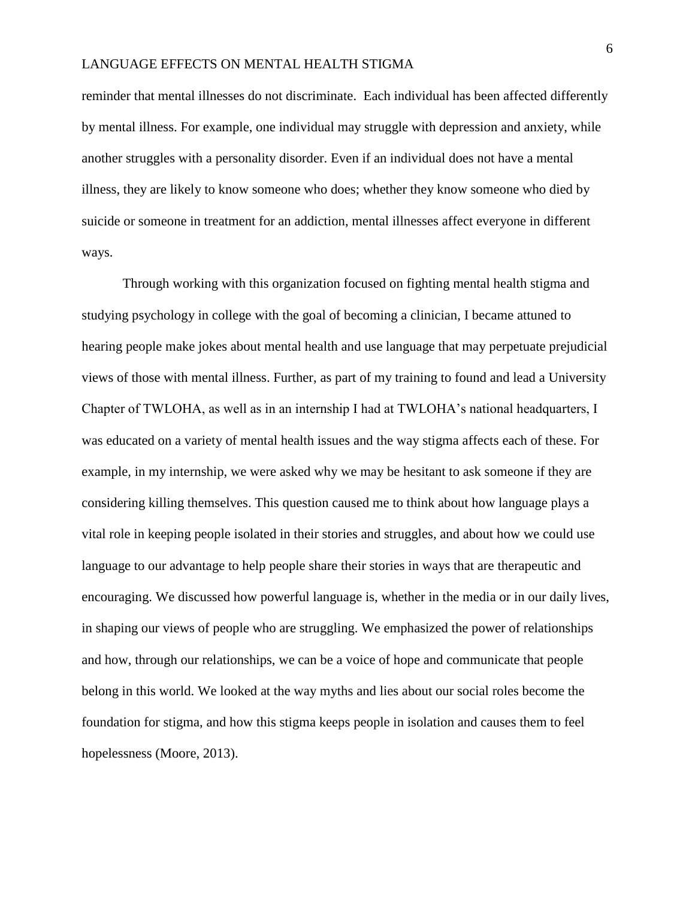reminder that mental illnesses do not discriminate.  Each individual has been affected differently by mental illness. For example, one individual may struggle with depression and anxiety, while another struggles with a personality disorder. Even if an individual does not have a mental illness, they are likely to know someone who does; whether they know someone who died by suicide or someone in treatment for an addiction, mental illnesses affect everyone in different ways.

Through working with this organization focused on fighting mental health stigma and studying psychology in college with the goal of becoming a clinician, I became attuned to hearing people make jokes about mental health and use language that may perpetuate prejudicial views of those with mental illness. Further, as part of my training to found and lead a University Chapter of TWLOHA, as well as in an internship I had at TWLOHA's national headquarters, I was educated on a variety of mental health issues and the way stigma affects each of these. For example, in my internship, we were asked why we may be hesitant to ask someone if they are considering killing themselves. This question caused me to think about how language plays a vital role in keeping people isolated in their stories and struggles, and about how we could use language to our advantage to help people share their stories in ways that are therapeutic and encouraging. We discussed how powerful language is, whether in the media or in our daily lives, in shaping our views of people who are struggling. We emphasized the power of relationships and how, through our relationships, we can be a voice of hope and communicate that people belong in this world. We looked at the way myths and lies about our social roles become the foundation for stigma, and how this stigma keeps people in isolation and causes them to feel hopelessness (Moore, 2013).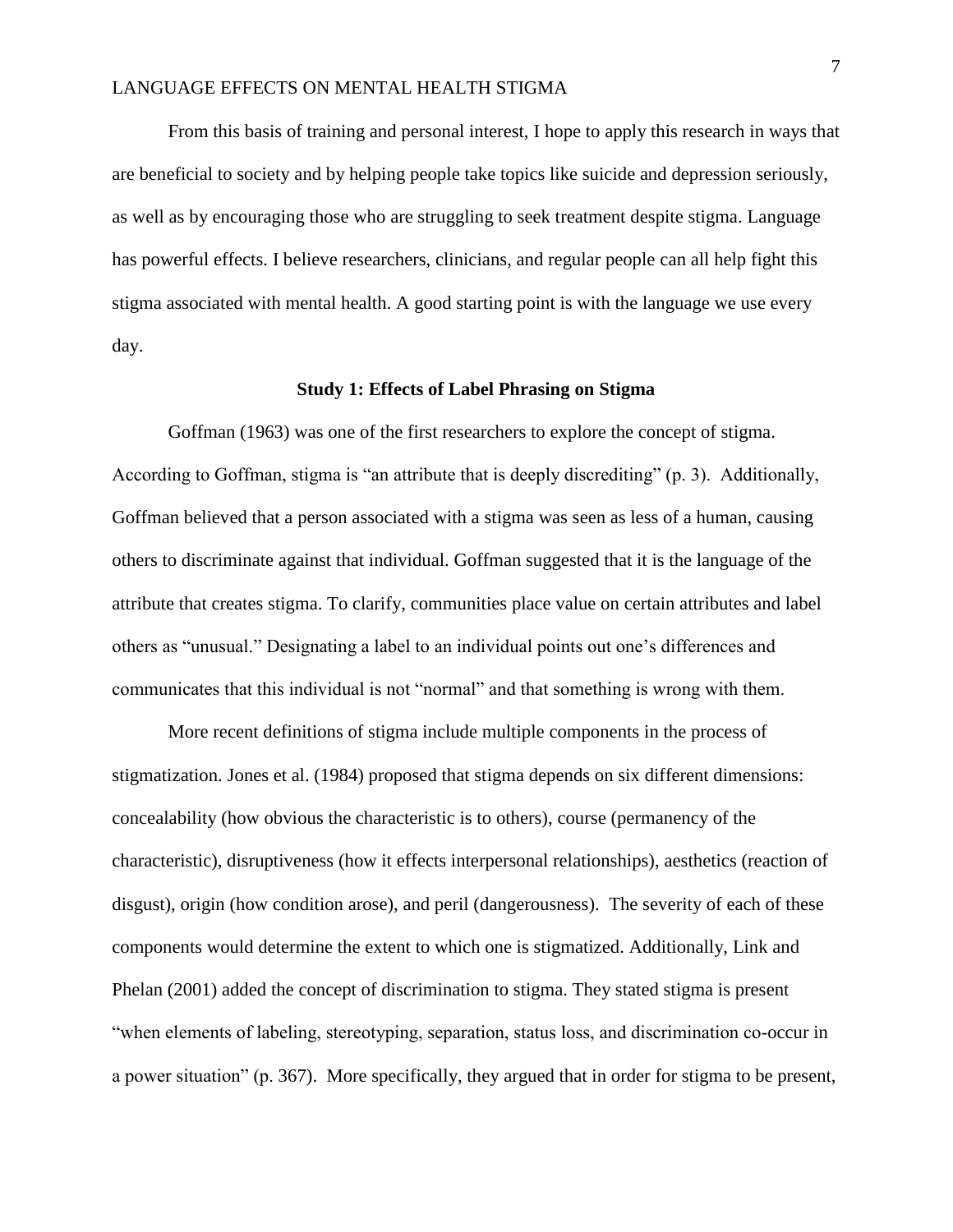From this basis of training and personal interest, I hope to apply this research in ways that are beneficial to society and by helping people take topics like suicide and depression seriously, as well as by encouraging those who are struggling to seek treatment despite stigma. Language has powerful effects. I believe researchers, clinicians, and regular people can all help fight this stigma associated with mental health. A good starting point is with the language we use every day.

## Study 1: Effects of Label Phrasing on Stigma

Goffman (1963) was one of the first researchers to explore the concept of stigma. According to Goffman, stigma is "an attribute that is deeply discrediting" (p. 3). Additionally, Goffman believed that a person associated with a stigma was seen as less of a human, causing others to discriminate against that individual. Goffman suggested that it is the language of the attribute that creates stigma. To clarify, communities place value on certain attributes and label others as "unusual." Designating a label to an individual points out one's differences and communicates that this individual is not "normal" and that something is wrong with them.

More recent definitions of stigma include multiple components in the process of stigmatization. Jones et al. (1984) proposed that stigma depends on six different dimensions: concealability (how obvious the characteristic is to others), course (permanency of the characteristic), disruptiveness (how it effects interpersonal relationships), aesthetics (reaction of disgust), origin (how condition arose), and peril (dangerousness). The severity of each of these components would determine the extent to which one is stigmatized. Additionally, Link and Phelan (2001) added the concept of discrimination to stigma. They stated stigma is present "when elements of labeling, stereotyping, separation, status loss, and discrimination co-occur in a power situation" (p. 367). More specifically, they argued that in order for stigma to be present,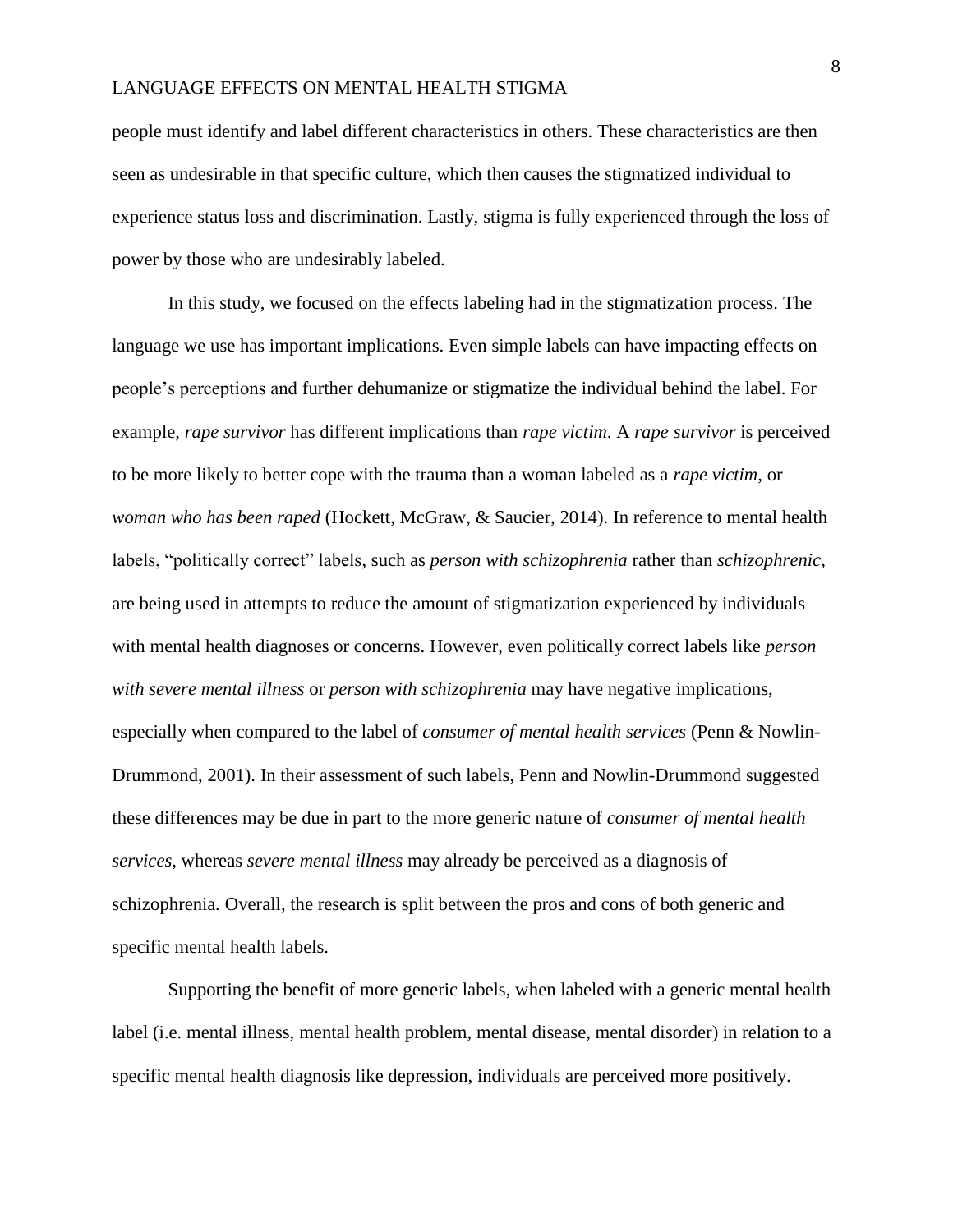people must identify and label different characteristics in others. These characteristics are then seen as undesirable in that specific culture, which then causes the stigmatized individual to experience status loss and discrimination. Lastly, stigma is fully experienced through the loss of power by those who are undesirably labeled.

In this study, we focused on the effects labeling had in the stigmatization process. The language we use has important implications. Even simple labels can have impacting effects on people's perceptions and further dehumanize or stigmatize the individual behind the label. For example, *rape survivor* has different implications than *rape victim*. A *rape survivor* is perceived to be more likely to better cope with the trauma than a woman labeled as a *rape victim*, or *woman who has been raped* (Hockett, McGraw, & Saucier, 2014). In reference to mental health labels, "politically correct" labels, such as *person with schizophrenia* rather than *schizophrenic*, are being used in attempts to reduce the amount of stigmatization experienced by individuals with mental health diagnoses or concerns. However, even politically correct labels like *person with severe mental illness* or *person with schizophrenia* may have negative implications, especially when compared to the label of *consumer of mental health services* (Penn & Nowlin-Drummond, 2001). In their assessment of such labels, Penn and Nowlin-Drummond suggested these differences may be due in part to the more generic nature of *consumer of mental health services*, whereas *severe mental illness* may already be perceived as a diagnosis of schizophrenia. Overall, the research is split between the pros and cons of both generic and specific mental health labels.

Supporting the benefit of more generic labels, when labeled with a generic mental health label (i.e. mental illness, mental health problem, mental disease, mental disorder) in relation to a specific mental health diagnosis like depression, individuals are perceived more positively.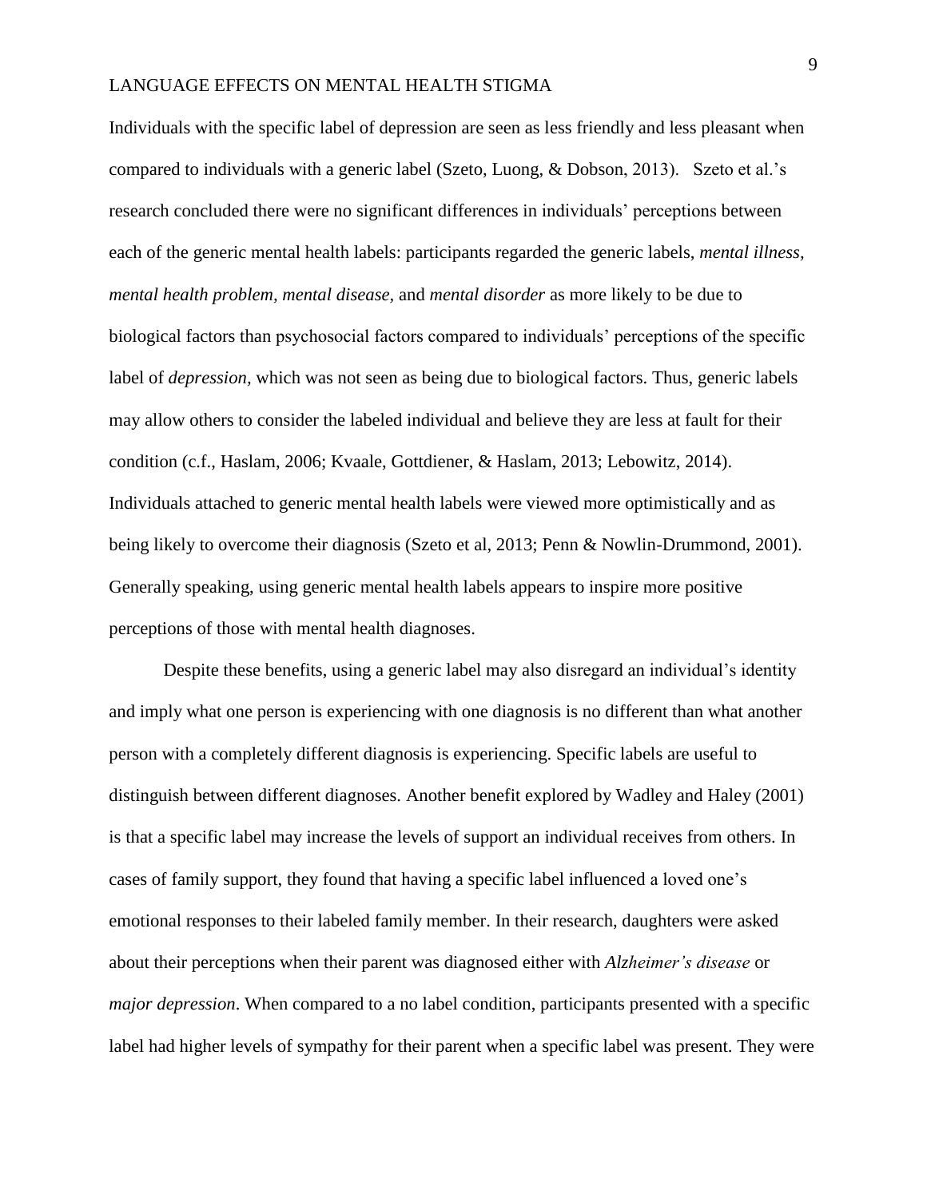Individuals with the specific label of depression are seen as less friendly and less pleasant when compared to individuals with a generic label (Szeto, Luong, & Dobson, 2013). Szeto et al.'s research concluded there were no significant differences in individuals' perceptions between each of the generic mental health labels: participants regarded the generic labels, *mental illness, mental health problem, mental disease,* and *mental disorder* as more likely to be due to biological factors than psychosocial factors compared to individuals' perceptions of the specific label of *depression,* which was not seen as being due to biological factors. Thus, generic labels may allow others to consider the labeled individual and believe they are less at fault for their condition (c.f., Haslam, 2006; Kvaale, Gottdiener, & Haslam, 2013; Lebowitz, 2014). Individuals attached to generic mental health labels were viewed more optimistically and as being likely to overcome their diagnosis (Szeto et al, 2013; Penn & Nowlin-Drummond, 2001). Generally speaking, using generic mental health labels appears to inspire more positive perceptions of those with mental health diagnoses.

Despite these benefits, using a generic label may also disregard an individual's identity and imply what one person is experiencing with one diagnosis is no different than what another person with a completely different diagnosis is experiencing. Specific labels are useful to distinguish between different diagnoses. Another benefit explored by Wadley and Haley (2001) is that a specific label may increase the levels of support an individual receives from others. In cases of family support, they found that having a specific label influenced a loved one's emotional responses to their labeled family member. In their research, daughters were asked about their perceptions when their parent was diagnosed either with *Alzheimer's disease* or *major depression*. When compared to a no label condition, participants presented with a specific label had higher levels of sympathy for their parent when a specific label was present. They were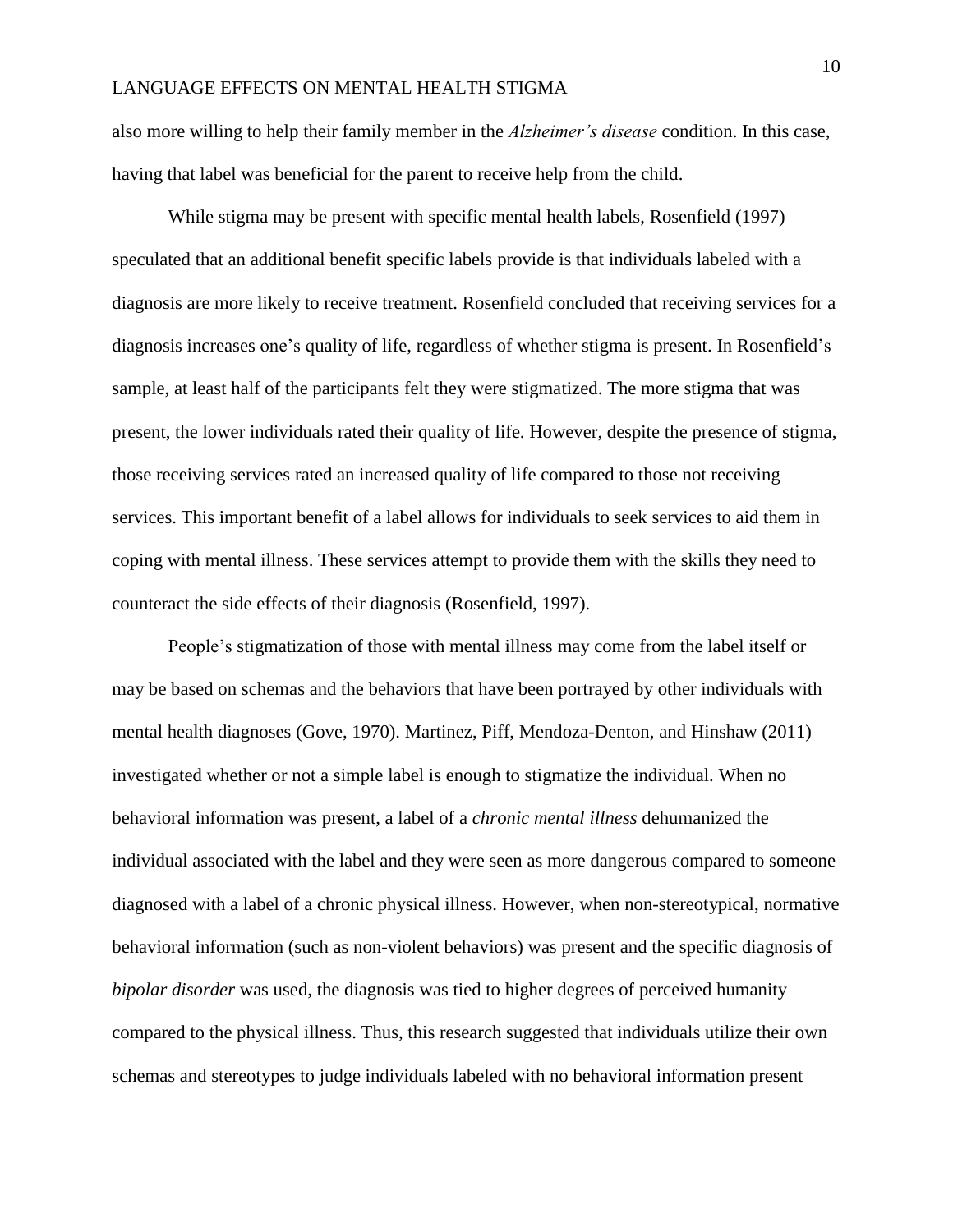also more willing to help their family member in the *Alzheimer's disease* condition. In this case, having that label was beneficial for the parent to receive help from the child.

While stigma may be present with specific mental health labels, Rosenfield (1997) speculated that an additional benefit specific labels provide is that individuals labeled with a diagnosis are more likely to receive treatment. Rosenfield concluded that receiving services for a diagnosis increases one's quality of life, regardless of whether stigma is present. In Rosenfield's sample, at least half of the participants felt they were stigmatized. The more stigma that was present, the lower individuals rated their quality of life. However, despite the presence of stigma, those receiving services rated an increased quality of life compared to those not receiving services. This important benefit of a label allows for individuals to seek services to aid them in coping with mental illness. These services attempt to provide them with the skills they need to counteract the side effects of their diagnosis (Rosenfield, 1997).

People's stigmatization of those with mental illness may come from the label itself or may be based on schemas and the behaviors that have been portrayed by other individuals with mental health diagnoses (Gove, 1970). Martinez, Piff, Mendoza-Denton, and Hinshaw (2011) investigated whether or not a simple label is enough to stigmatize the individual. When no behavioral information was present, a label of a *chronic mental illness* dehumanized the individual associated with the label and they were seen as more dangerous compared to someone diagnosed with a label of a chronic physical illness. However, when non-stereotypical, normative behavioral information (such as non-violent behaviors) was present and the specific diagnosis of *bipolar disorder* was used, the diagnosis was tied to higher degrees of perceived humanity compared to the physical illness. Thus, this research suggested that individuals utilize their own schemas and stereotypes to judge individuals labeled with no behavioral information present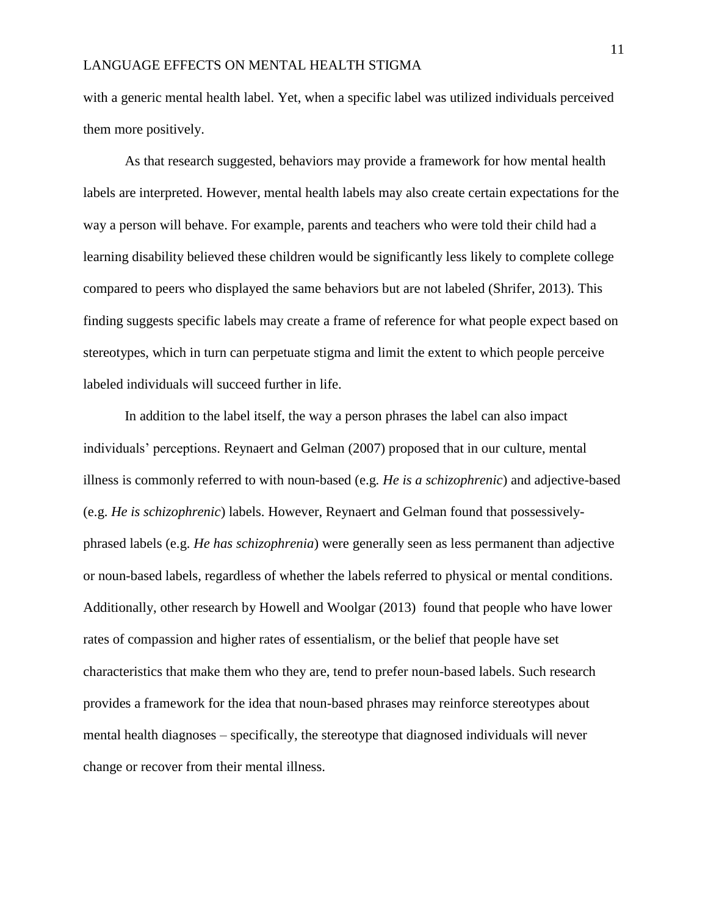with a generic mental health label. Yet, when a specific label was utilized individuals perceived them more positively.

As that research suggested, behaviors may provide a framework for how mental health labels are interpreted. However, mental health labels may also create certain expectations for the way a person will behave. For example, parents and teachers who were told their child had a learning disability believed these children would be significantly less likely to complete college compared to peers who displayed the same behaviors but are not labeled (Shrifer, 2013). This finding suggests specific labels may create a frame of reference for what people expect based on stereotypes, which in turn can perpetuate stigma and limit the extent to which people perceive labeled individuals will succeed further in life.

In addition to the label itself, the way a person phrases the label can also impact individuals' perceptions. Reynaert and Gelman (2007) proposed that in our culture, mental illness is commonly referred to with noun-based (e.g. *He is a schizophrenic*) and adjective-based (e.g. *He is schizophrenic*) labels. However, Reynaert and Gelman found that possessively-phrased labels (e.g. *He has schizophrenia*) were generally seen as less permanent than adjective or noun-based labels, regardless of whether the labels referred to physical or mental conditions. Additionally, other research by Howell and Woolgar (2013) found that people who have lower rates of compassion and higher rates of essentialism, or the belief that people have set characteristics that make them who they are, tend to prefer noun-based labels. Such research provides a framework for the idea that noun-based phrases may reinforce stereotypes about mental health diagnoses – specifically, the stereotype that diagnosed individuals will never change or recover from their mental illness.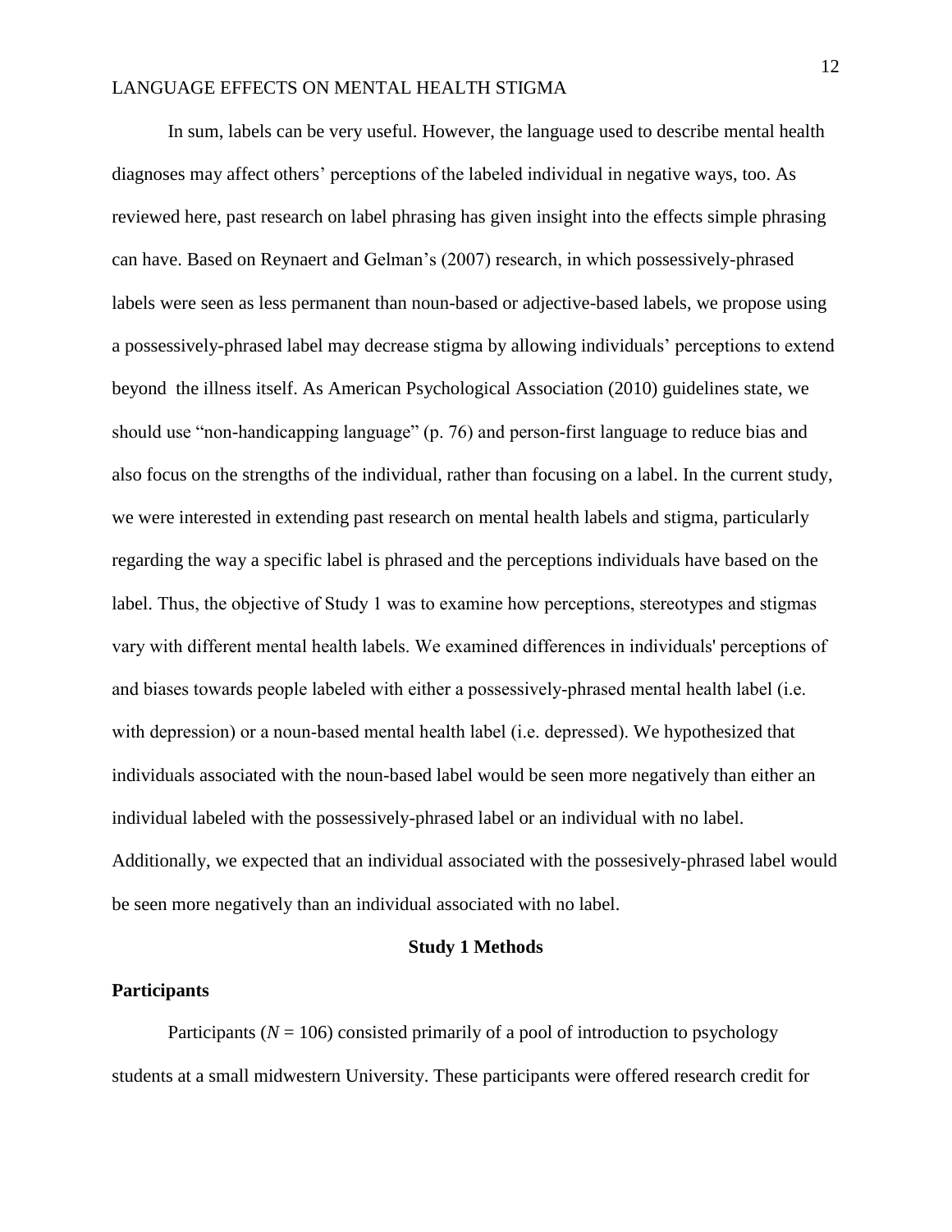In sum, labels can be very useful. However, the language used to describe mental health diagnoses may affect others' perceptions of the labeled individual in negative ways, too. As reviewed here, past research on label phrasing has given insight into the effects simple phrasing can have. Based on Reynaert and Gelman's (2007) research, in which possessively-phrased labels were seen as less permanent than noun-based or adjective-based labels, we propose using a possessively-phrased label may decrease stigma by allowing individuals' perceptions to extend beyond the illness itself. As American Psychological Association (2010) guidelines state, we should use "non-handicapping language" (p. 76) and person-first language to reduce bias and also focus on the strengths of the individual, rather than focusing on a label. In the current study, we were interested in extending past research on mental health labels and stigma, particularly regarding the way a specific label is phrased and the perceptions individuals have based on the label. Thus, the objective of Study 1 was to examine how perceptions, stereotypes and stigmas vary with different mental health labels. We examined differences in individuals' perceptions of and biases towards people labeled with either a possessively-phrased mental health label (i.e. with depression) or a noun-based mental health label (i.e. depressed). We hypothesized that individuals associated with the noun-based label would be seen more negatively than either an individual labeled with the possessively-phrased label or an individual with no label. Additionally, we expected that an individual associated with the possesively-phrased label would be seen more negatively than an individual associated with no label.

## Study 1 Methods

### Participants

Participants ($N$ = 106) consisted primarily of a pool of introduction to psychology students at a small midwestern University. These participants were offered research credit for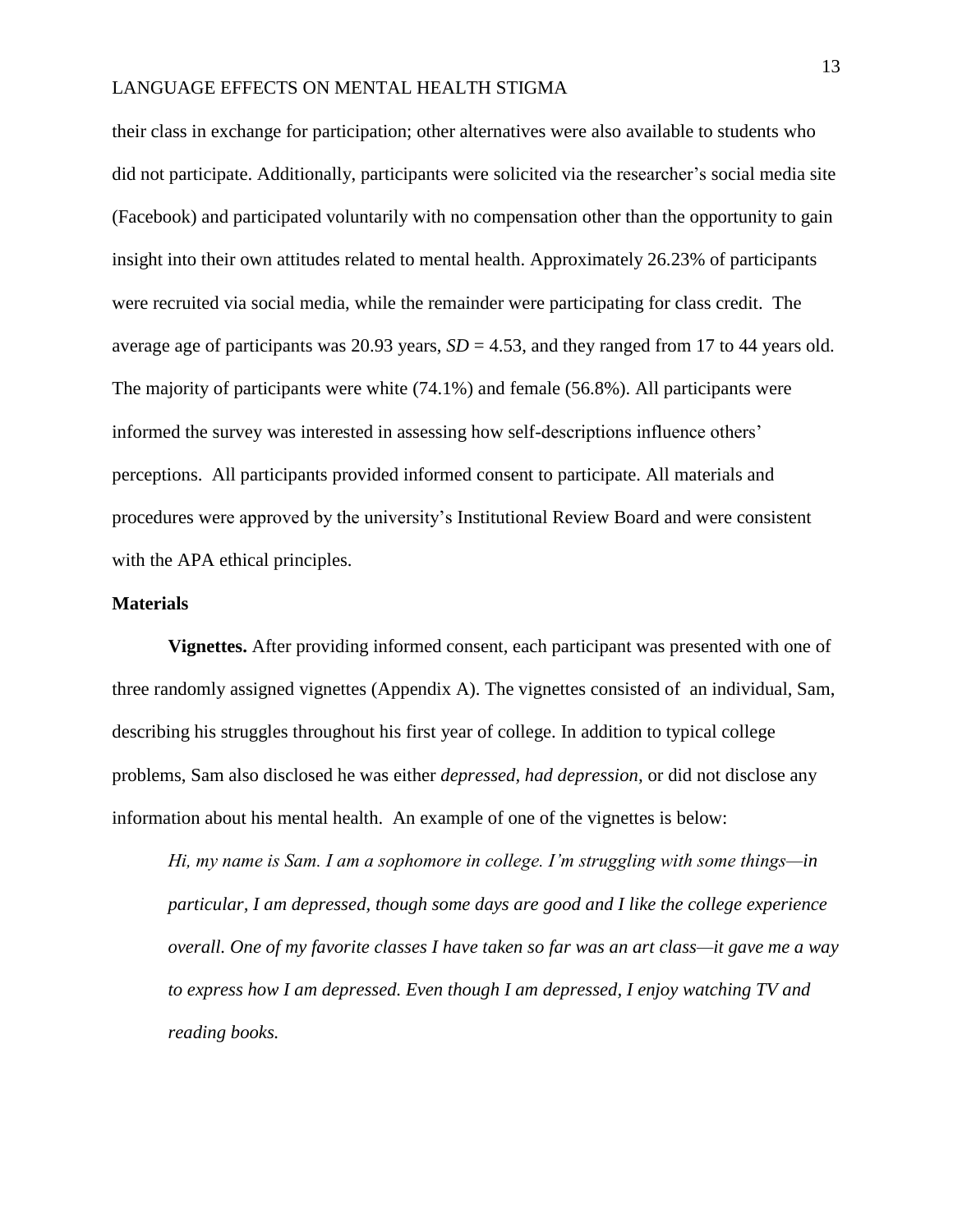their class in exchange for participation; other alternatives were also available to students who did not participate. Additionally, participants were solicited via the researcher's social media site (Facebook) and participated voluntarily with no compensation other than the opportunity to gain insight into their own attitudes related to mental health. Approximately 26.23% of participants were recruited via social media, while the remainder were participating for class credit. The average age of participants was 20.93 years, $SD = 4.53$, and they ranged from 17 to 44 years old. The majority of participants were white (74.1%) and female (56.8%). All participants were informed the survey was interested in assessing how self-descriptions influence others' perceptions. All participants provided informed consent to participate. All materials and procedures were approved by the university's Institutional Review Board and were consistent with the APA ethical principles.

## Materials

**Vignettes.** After providing informed consent, each participant was presented with one of three randomly assigned vignettes (Appendix A). The vignettes consisted of an individual, Sam, describing his struggles throughout his first year of college. In addition to typical college problems, Sam also disclosed he was either *depressed, had depression,* or did not disclose any information about his mental health. An example of one of the vignettes is below:

> *Hi, my name is Sam. I am a sophomore in college. I'm struggling with some things—in particular, I am depressed, though some days are good and I like the college experience overall. One of my favorite classes I have taken so far was an art class—it gave me a way to express how I am depressed. Even though I am depressed, I enjoy watching TV and reading books.*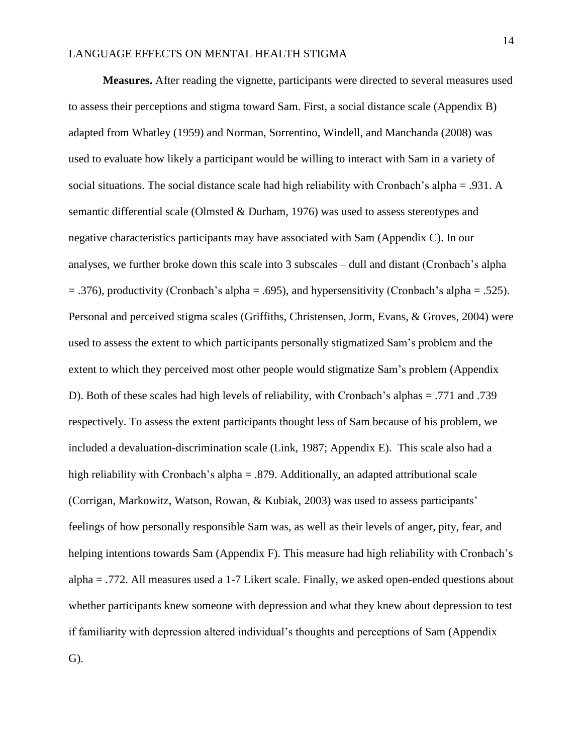**Measures.** After reading the vignette, participants were directed to several measures used to assess their perceptions and stigma toward Sam. First, a social distance scale (Appendix B) adapted from Whatley (1959) and Norman, Sorrentino, Windell, and Manchanda (2008) was used to evaluate how likely a participant would be willing to interact with Sam in a variety of social situations. The social distance scale had high reliability with Cronbach's alpha = .931. A semantic differential scale (Olmsted & Durham, 1976) was used to assess stereotypes and negative characteristics participants may have associated with Sam (Appendix C). In our analyses, we further broke down this scale into 3 subscales – dull and distant (Cronbach's alpha = .376), productivity (Cronbach's alpha = .695), and hypersensitivity (Cronbach's alpha = .525). Personal and perceived stigma scales (Griffiths, Christensen, Jorm, Evans, & Groves, 2004) were used to assess the extent to which participants personally stigmatized Sam's problem and the extent to which they perceived most other people would stigmatize Sam's problem (Appendix D). Both of these scales had high levels of reliability, with Cronbach's alphas = .771 and .739 respectively. To assess the extent participants thought less of Sam because of his problem, we included a devaluation-discrimination scale (Link, 1987; Appendix E). This scale also had a high reliability with Cronbach's alpha = .879. Additionally, an adapted attributional scale (Corrigan, Markowitz, Watson, Rowan, & Kubiak, 2003) was used to assess participants' feelings of how personally responsible Sam was, as well as their levels of anger, pity, fear, and helping intentions towards Sam (Appendix F). This measure had high reliability with Cronbach's alpha = .772. All measures used a 1-7 Likert scale. Finally, we asked open-ended questions about whether participants knew someone with depression and what they knew about depression to test if familiarity with depression altered individual's thoughts and perceptions of Sam (Appendix G).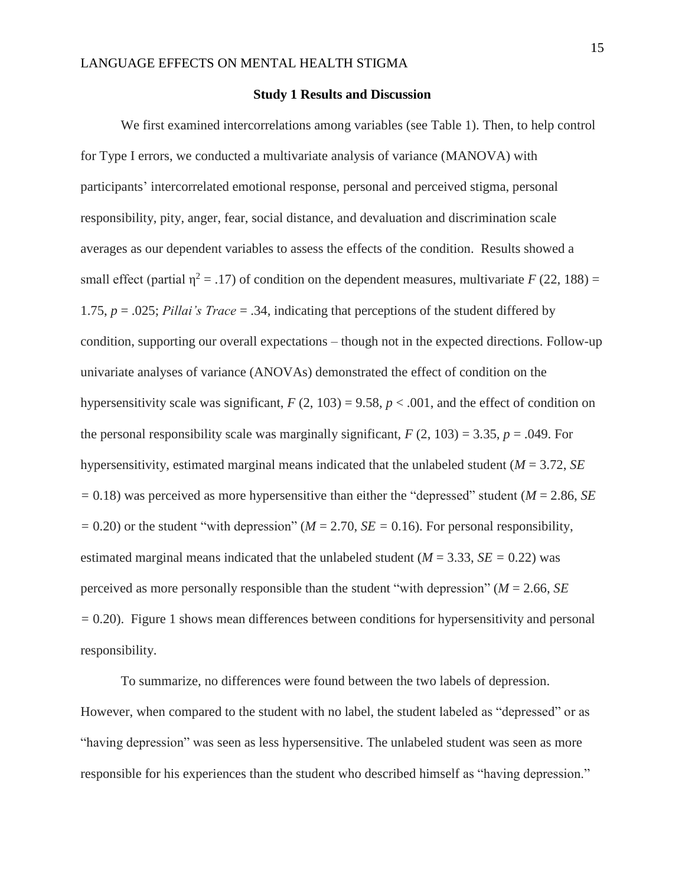## Study 1 Results and Discussion

We first examined intercorrelations among variables (see Table 1). Then, to help control for Type I errors, we conducted a multivariate analysis of variance (MANOVA) with participants' intercorrelated emotional response, personal and perceived stigma, personal responsibility, pity, anger, fear, social distance, and devaluation and discrimination scale averages as our dependent variables to assess the effects of the condition. Results showed a small effect (partial $\eta^2 = .17$) of condition on the dependent measures, multivariate $F$ (22, 188) = 1.75, $p = .025$; *Pillai's Trace* = .34, indicating that perceptions of the student differed by condition, supporting our overall expectations – though not in the expected directions. Follow-up univariate analyses of variance (ANOVAs) demonstrated the effect of condition on the hypersensitivity scale was significant, $F$ (2, 103) = 9.58, $p < .001$, and the effect of condition on the personal responsibility scale was marginally significant, $F$ (2, 103) = 3.35, $p = .049$. For hypersensitivity, estimated marginal means indicated that the unlabeled student ($M = 3.72$, $SE = 0.18$) was perceived as more hypersensitive than either the "depressed" student ($M = 2.86$, $SE = 0.20$) or the student "with depression" ($M = 2.70$, $SE = 0.16$). For personal responsibility, estimated marginal means indicated that the unlabeled student ($M = 3.33$, $SE = 0.22$) was perceived as more personally responsible than the student "with depression" ($M = 2.66$, $SE = 0.20$). Figure 1 shows mean differences between conditions for hypersensitivity and personal responsibility.

To summarize, no differences were found between the two labels of depression. However, when compared to the student with no label, the student labeled as "depressed" or as "having depression" was seen as less hypersensitive. The unlabeled student was seen as more responsible for his experiences than the student who described himself as "having depression."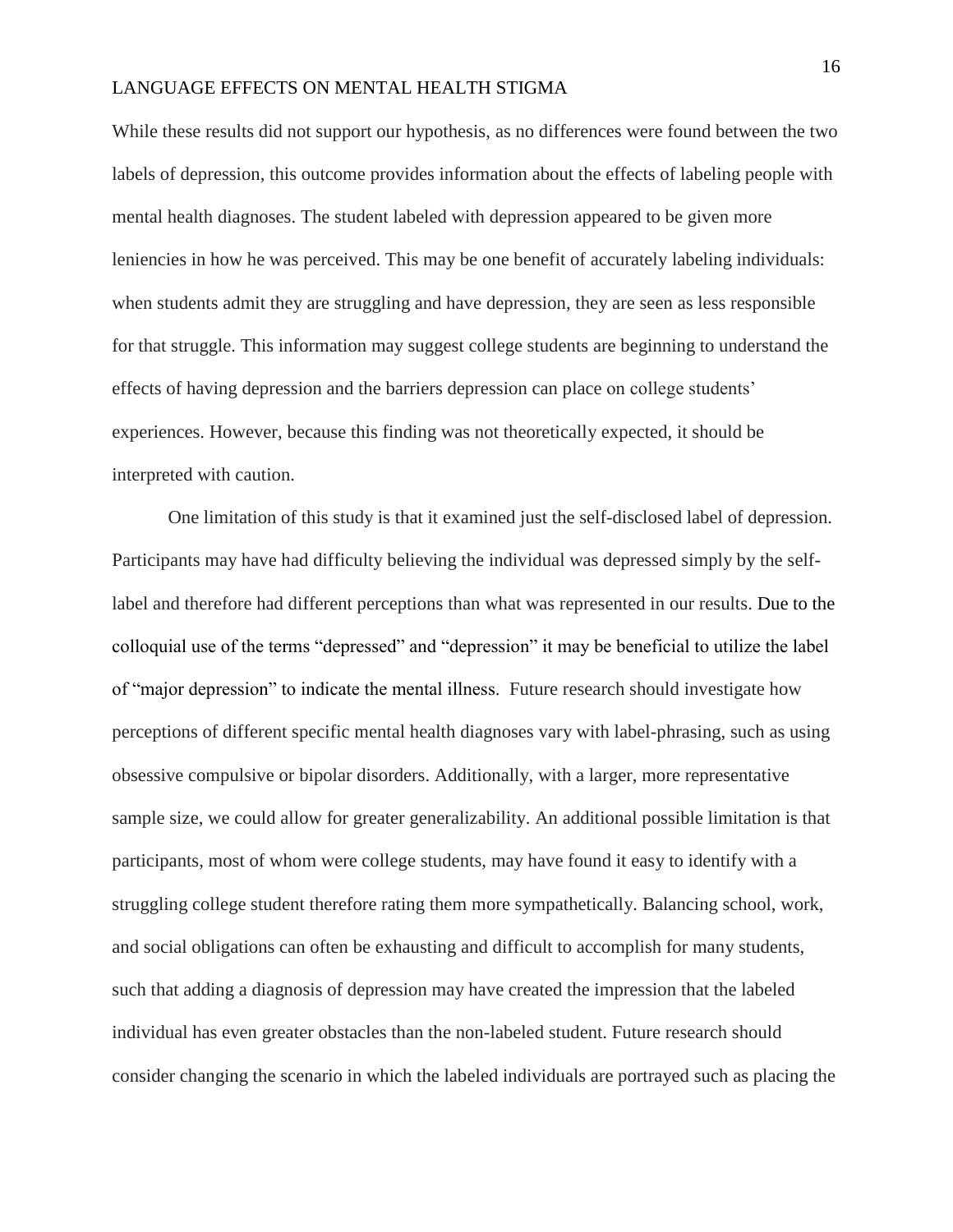While these results did not support our hypothesis, as no differences were found between the two labels of depression, this outcome provides information about the effects of labeling people with mental health diagnoses. The student labeled with depression appeared to be given more leniencies in how he was perceived. This may be one benefit of accurately labeling individuals: when students admit they are struggling and have depression, they are seen as less responsible for that struggle. This information may suggest college students are beginning to understand the effects of having depression and the barriers depression can place on college students' experiences. However, because this finding was not theoretically expected, it should be interpreted with caution.

One limitation of this study is that it examined just the self-disclosed label of depression. Participants may have had difficulty believing the individual was depressed simply by the self-label and therefore had different perceptions than what was represented in our results. Due to the colloquial use of the terms "depressed" and "depression" it may be beneficial to utilize the label of "major depression" to indicate the mental illness. Future research should investigate how perceptions of different specific mental health diagnoses vary with label-phrasing, such as using obsessive compulsive or bipolar disorders. Additionally, with a larger, more representative sample size, we could allow for greater generalizability. An additional possible limitation is that participants, most of whom were college students, may have found it easy to identify with a struggling college student therefore rating them more sympathetically. Balancing school, work, and social obligations can often be exhausting and difficult to accomplish for many students, such that adding a diagnosis of depression may have created the impression that the labeled individual has even greater obstacles than the non-labeled student. Future research should consider changing the scenario in which the labeled individuals are portrayed such as placing the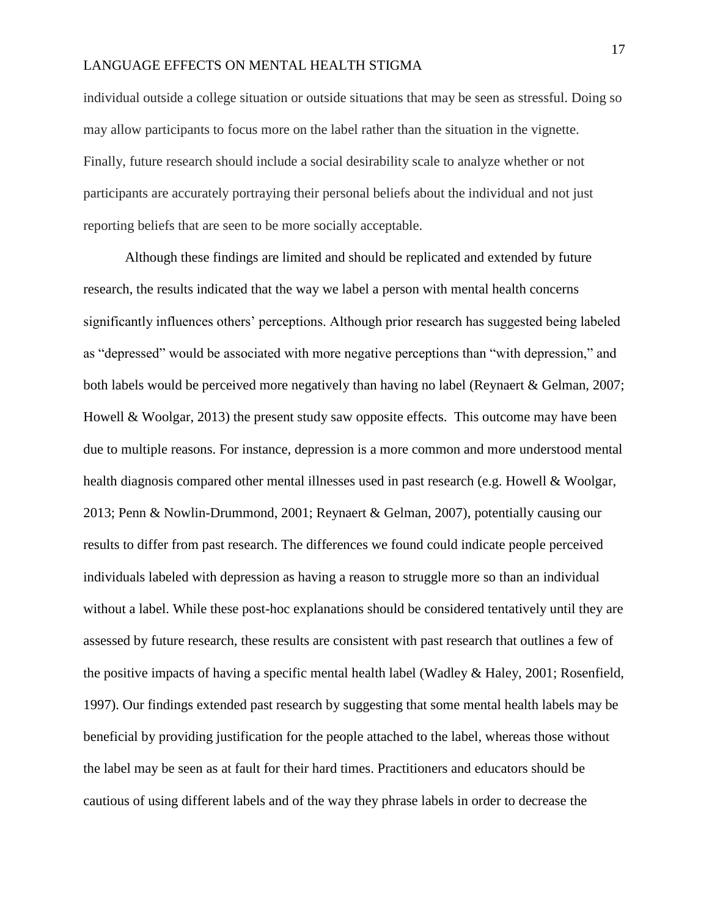individual outside a college situation or outside situations that may be seen as stressful. Doing so may allow participants to focus more on the label rather than the situation in the vignette. Finally, future research should include a social desirability scale to analyze whether or not participants are accurately portraying their personal beliefs about the individual and not just reporting beliefs that are seen to be more socially acceptable.

Although these findings are limited and should be replicated and extended by future research, the results indicated that the way we label a person with mental health concerns significantly influences others' perceptions. Although prior research has suggested being labeled as "depressed" would be associated with more negative perceptions than "with depression," and both labels would be perceived more negatively than having no label (Reynaert & Gelman, 2007; Howell & Woolgar, 2013) the present study saw opposite effects. This outcome may have been due to multiple reasons. For instance, depression is a more common and more understood mental health diagnosis compared other mental illnesses used in past research (e.g. Howell & Woolgar, 2013; Penn & Nowlin-Drummond, 2001; Reynaert & Gelman, 2007), potentially causing our results to differ from past research. The differences we found could indicate people perceived individuals labeled with depression as having a reason to struggle more so than an individual without a label. While these post-hoc explanations should be considered tentatively until they are assessed by future research, these results are consistent with past research that outlines a few of the positive impacts of having a specific mental health label (Wadley & Haley, 2001; Rosenfield, 1997). Our findings extended past research by suggesting that some mental health labels may be beneficial by providing justification for the people attached to the label, whereas those without the label may be seen as at fault for their hard times. Practitioners and educators should be cautious of using different labels and of the way they phrase labels in order to decrease the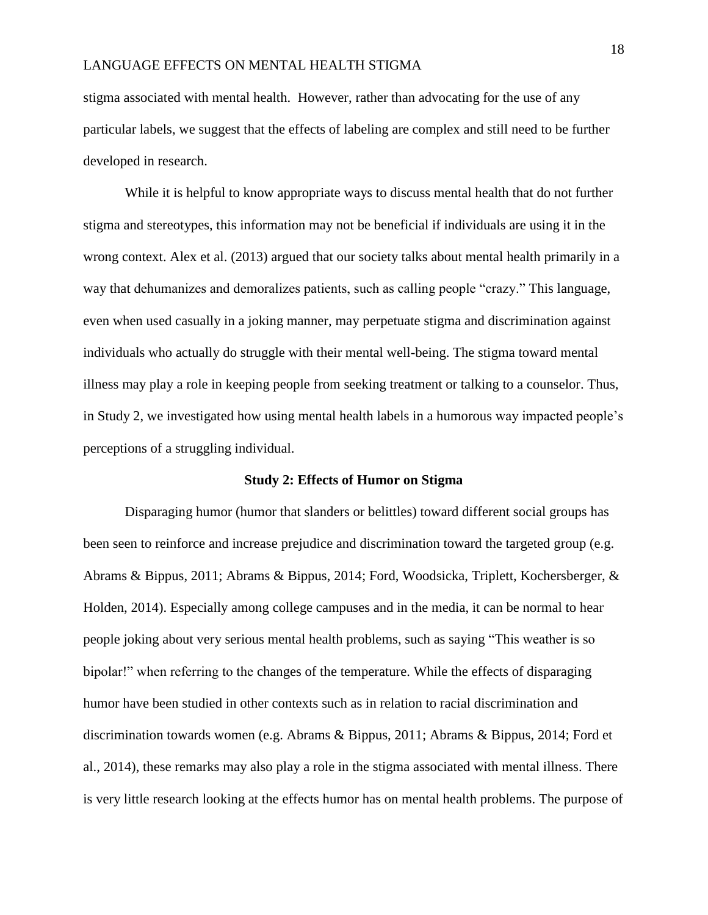stigma associated with mental health. However, rather than advocating for the use of any particular labels, we suggest that the effects of labeling are complex and still need to be further developed in research.

While it is helpful to know appropriate ways to discuss mental health that do not further stigma and stereotypes, this information may not be beneficial if individuals are using it in the wrong context. Alex et al. (2013) argued that our society talks about mental health primarily in a way that dehumanizes and demoralizes patients, such as calling people "crazy." This language, even when used casually in a joking manner, may perpetuate stigma and discrimination against individuals who actually do struggle with their mental well-being. The stigma toward mental illness may play a role in keeping people from seeking treatment or talking to a counselor. Thus, in Study 2, we investigated how using mental health labels in a humorous way impacted people's perceptions of a struggling individual.

## Study 2: Effects of Humor on Stigma

Disparaging humor (humor that slanders or belittles) toward different social groups has been seen to reinforce and increase prejudice and discrimination toward the targeted group (e.g. Abrams & Bippus, 2011; Abrams & Bippus, 2014; Ford, Woodsicka, Triplett, Kochersberger, & Holden, 2014). Especially among college campuses and in the media, it can be normal to hear people joking about very serious mental health problems, such as saying "This weather is so bipolar!" when referring to the changes of the temperature. While the effects of disparaging humor have been studied in other contexts such as in relation to racial discrimination and discrimination towards women (e.g. Abrams & Bippus, 2011; Abrams & Bippus, 2014; Ford et al., 2014), these remarks may also play a role in the stigma associated with mental illness. There is very little research looking at the effects humor has on mental health problems. The purpose of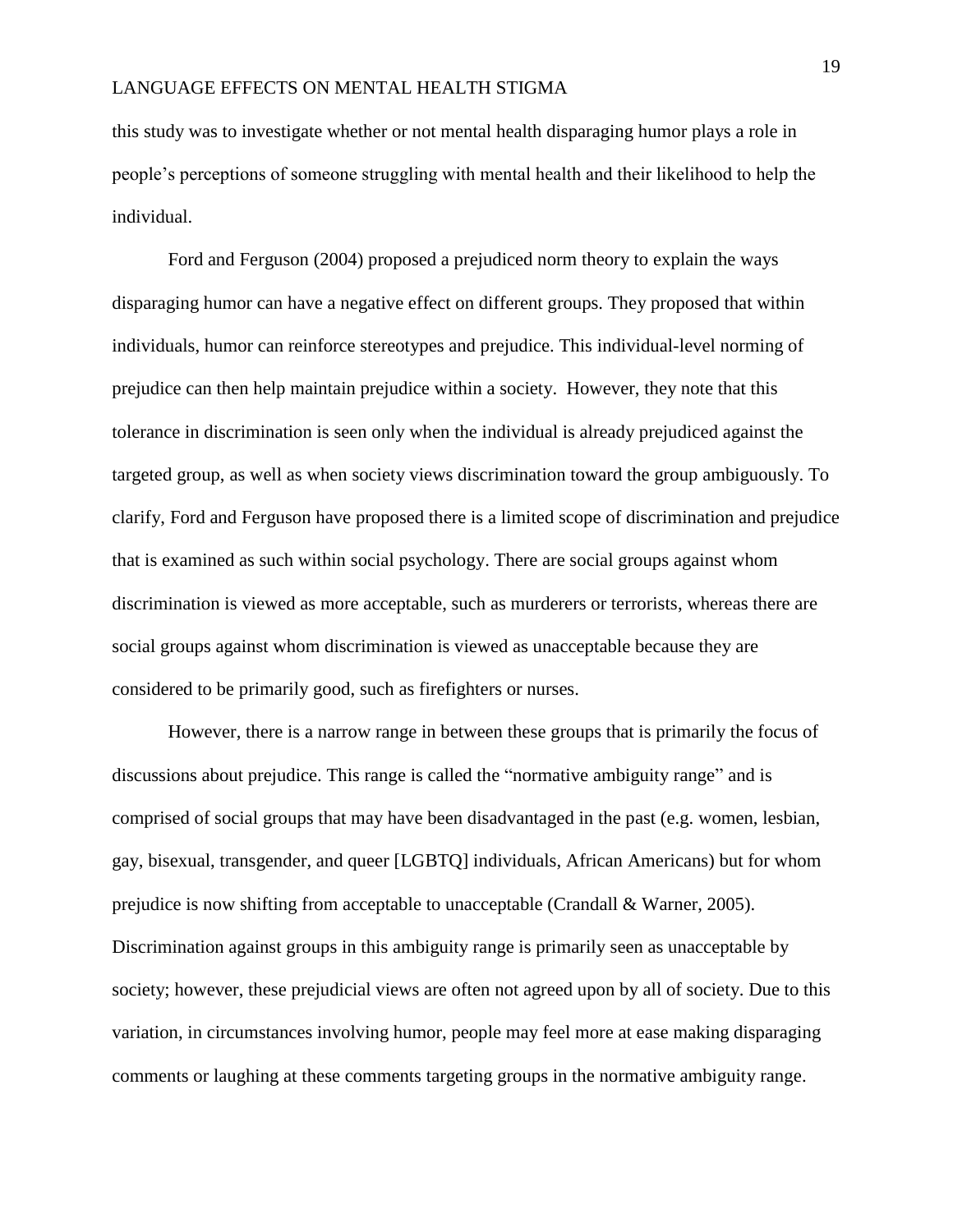this study was to investigate whether or not mental health disparaging humor plays a role in people's perceptions of someone struggling with mental health and their likelihood to help the individual.

Ford and Ferguson (2004) proposed a prejudiced norm theory to explain the ways disparaging humor can have a negative effect on different groups. They proposed that within individuals, humor can reinforce stereotypes and prejudice. This individual-level norming of prejudice can then help maintain prejudice within a society.  However, they note that this tolerance in discrimination is seen only when the individual is already prejudiced against the targeted group, as well as when society views discrimination toward the group ambiguously. To clarify, Ford and Ferguson have proposed there is a limited scope of discrimination and prejudice that is examined as such within social psychology. There are social groups against whom discrimination is viewed as more acceptable, such as murderers or terrorists, whereas there are social groups against whom discrimination is viewed as unacceptable because they are considered to be primarily good, such as firefighters or nurses.

However, there is a narrow range in between these groups that is primarily the focus of discussions about prejudice. This range is called the "normative ambiguity range" and is comprised of social groups that may have been disadvantaged in the past (e.g. women, lesbian, gay, bisexual, transgender, and queer [LGBTQ] individuals, African Americans) but for whom prejudice is now shifting from acceptable to unacceptable (Crandall & Warner, 2005). Discrimination against groups in this ambiguity range is primarily seen as unacceptable by society; however, these prejudicial views are often not agreed upon by all of society. Due to this variation, in circumstances involving humor, people may feel more at ease making disparaging comments or laughing at these comments targeting groups in the normative ambiguity range.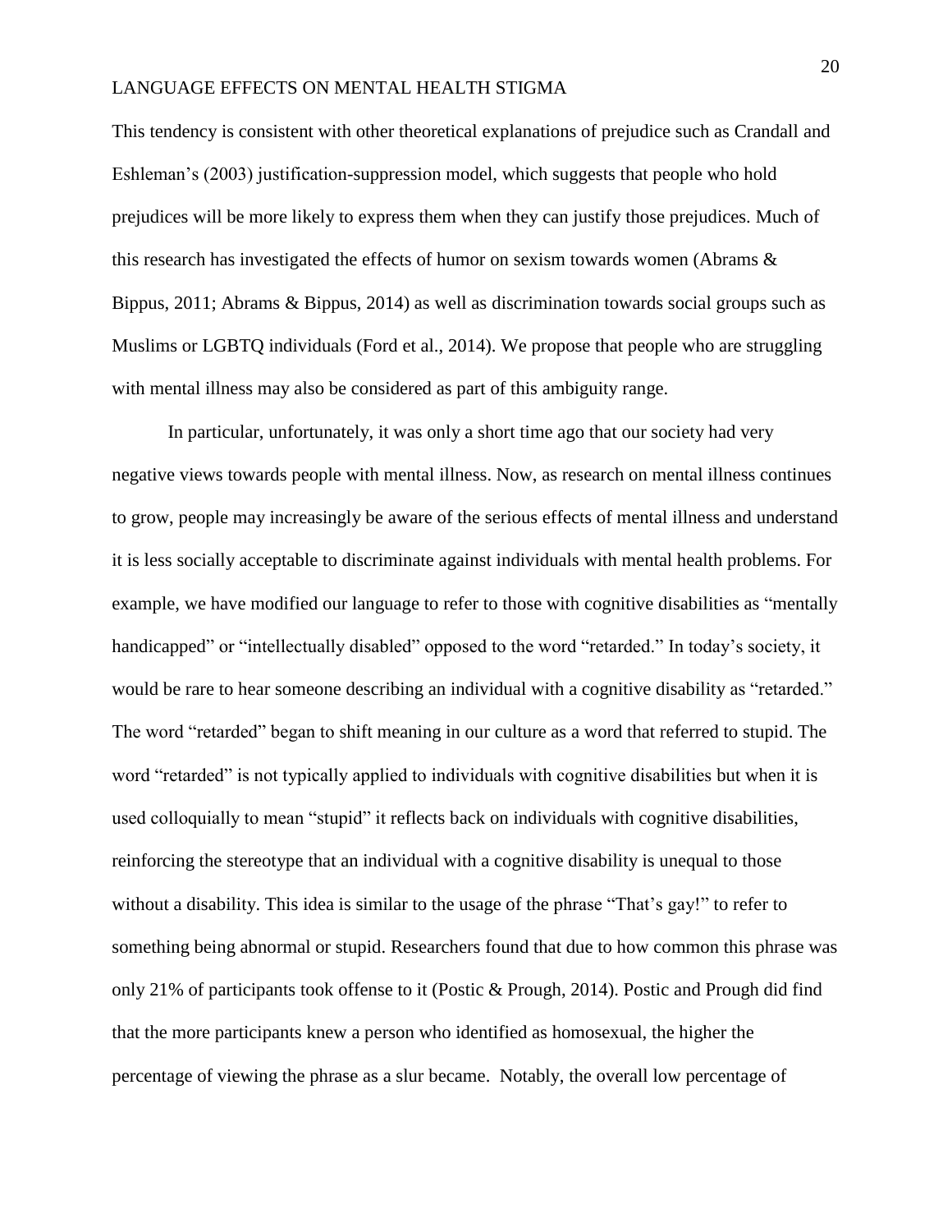This tendency is consistent with other theoretical explanations of prejudice such as Crandall and Eshleman's (2003) justification-suppression model, which suggests that people who hold prejudices will be more likely to express them when they can justify those prejudices. Much of this research has investigated the effects of humor on sexism towards women (Abrams & Bippus, 2011; Abrams & Bippus, 2014) as well as discrimination towards social groups such as Muslims or LGBTQ individuals (Ford et al., 2014). We propose that people who are struggling with mental illness may also be considered as part of this ambiguity range.

In particular, unfortunately, it was only a short time ago that our society had very negative views towards people with mental illness. Now, as research on mental illness continues to grow, people may increasingly be aware of the serious effects of mental illness and understand it is less socially acceptable to discriminate against individuals with mental health problems. For example, we have modified our language to refer to those with cognitive disabilities as "mentally handicapped" or "intellectually disabled" opposed to the word "retarded." In today's society, it would be rare to hear someone describing an individual with a cognitive disability as "retarded." The word "retarded" began to shift meaning in our culture as a word that referred to stupid. The word "retarded" is not typically applied to individuals with cognitive disabilities but when it is used colloquially to mean "stupid" it reflects back on individuals with cognitive disabilities, reinforcing the stereotype that an individual with a cognitive disability is unequal to those without a disability. This idea is similar to the usage of the phrase "That's gay!" to refer to something being abnormal or stupid. Researchers found that due to how common this phrase was only 21% of participants took offense to it (Postic & Prough, 2014). Postic and Prough did find that the more participants knew a person who identified as homosexual, the higher the percentage of viewing the phrase as a slur became. Notably, the overall low percentage of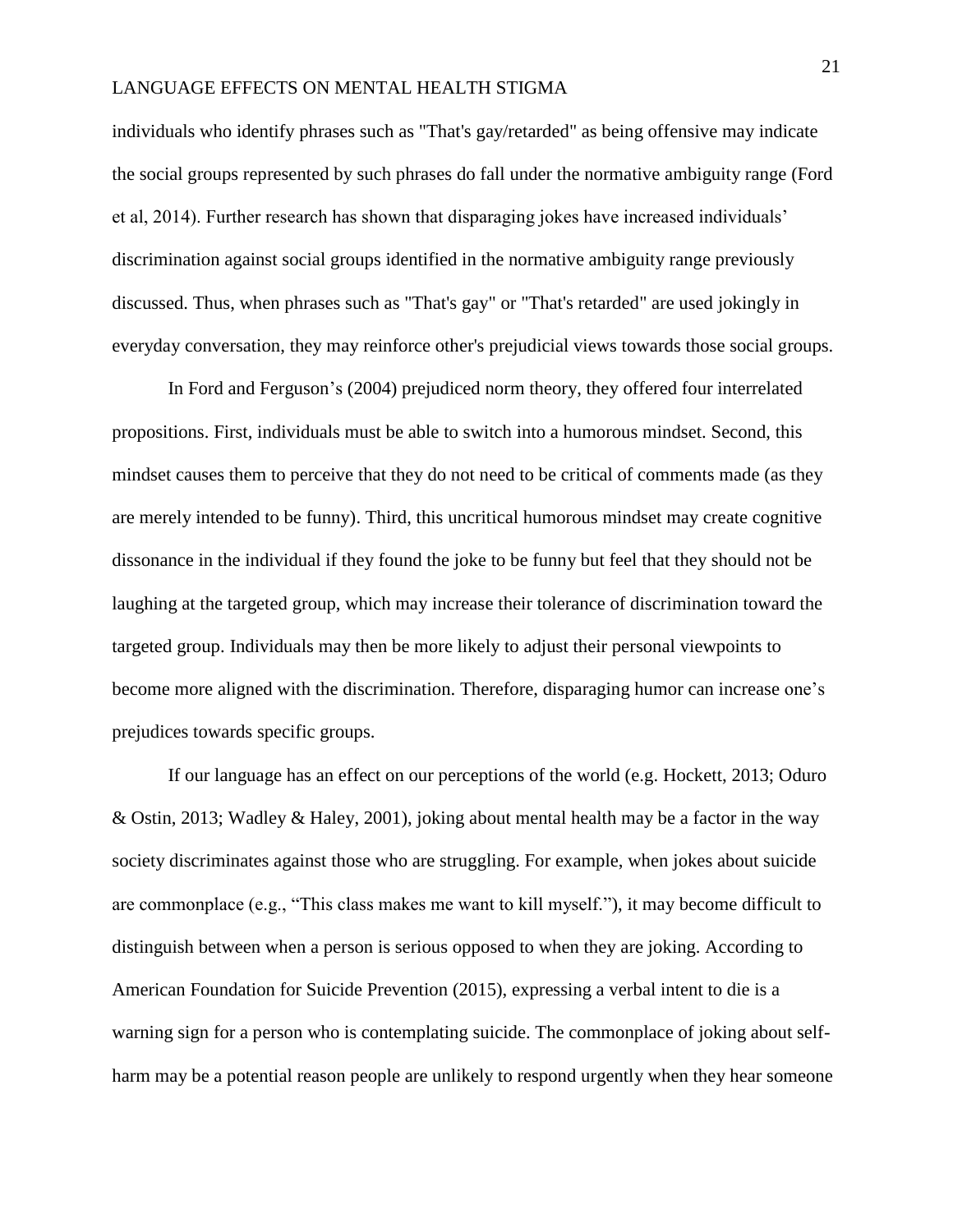individuals who identify phrases such as "That's gay/retarded" as being offensive may indicate the social groups represented by such phrases do fall under the normative ambiguity range (Ford et al, 2014). Further research has shown that disparaging jokes have increased individuals' discrimination against social groups identified in the normative ambiguity range previously discussed. Thus, when phrases such as "That's gay" or "That's retarded" are used jokingly in everyday conversation, they may reinforce other's prejudicial views towards those social groups.

In Ford and Ferguson's (2004) prejudiced norm theory, they offered four interrelated propositions. First, individuals must be able to switch into a humorous mindset. Second, this mindset causes them to perceive that they do not need to be critical of comments made (as they are merely intended to be funny). Third, this uncritical humorous mindset may create cognitive dissonance in the individual if they found the joke to be funny but feel that they should not be laughing at the targeted group, which may increase their tolerance of discrimination toward the targeted group. Individuals may then be more likely to adjust their personal viewpoints to become more aligned with the discrimination. Therefore, disparaging humor can increase one's prejudices towards specific groups.

If our language has an effect on our perceptions of the world (e.g. Hockett, 2013; Oduro & Ostin, 2013; Wadley & Haley, 2001), joking about mental health may be a factor in the way society discriminates against those who are struggling. For example, when jokes about suicide are commonplace (e.g., "This class makes me want to kill myself."), it may become difficult to distinguish between when a person is serious opposed to when they are joking. According to American Foundation for Suicide Prevention (2015), expressing a verbal intent to die is a warning sign for a person who is contemplating suicide. The commonplace of joking about self-harm may be a potential reason people are unlikely to respond urgently when they hear someone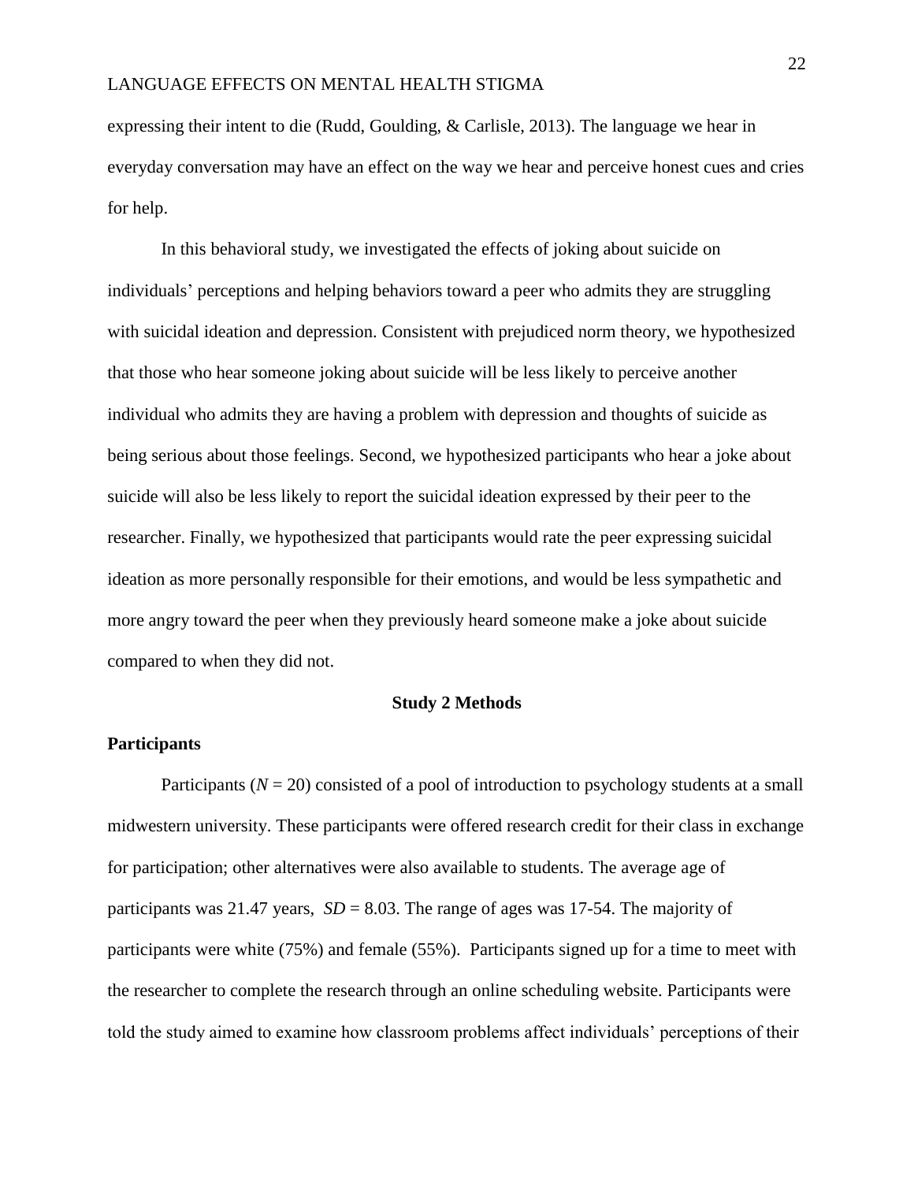expressing their intent to die (Rudd, Goulding, & Carlisle, 2013). The language we hear in everyday conversation may have an effect on the way we hear and perceive honest cues and cries for help.

In this behavioral study, we investigated the effects of joking about suicide on individuals' perceptions and helping behaviors toward a peer who admits they are struggling with suicidal ideation and depression. Consistent with prejudiced norm theory, we hypothesized that those who hear someone joking about suicide will be less likely to perceive another individual who admits they are having a problem with depression and thoughts of suicide as being serious about those feelings. Second, we hypothesized participants who hear a joke about suicide will also be less likely to report the suicidal ideation expressed by their peer to the researcher. Finally, we hypothesized that participants would rate the peer expressing suicidal ideation as more personally responsible for their emotions, and would be less sympathetic and more angry toward the peer when they previously heard someone make a joke about suicide compared to when they did not.

## Study 2 Methods

### Participants

Participants ($N$ = 20) consisted of a pool of introduction to psychology students at a small midwestern university. These participants were offered research credit for their class in exchange for participation; other alternatives were also available to students. The average age of participants was 21.47 years, $SD$ = 8.03. The range of ages was 17-54. The majority of participants were white (75%) and female (55%). Participants signed up for a time to meet with the researcher to complete the research through an online scheduling website. Participants were told the study aimed to examine how classroom problems affect individuals' perceptions of their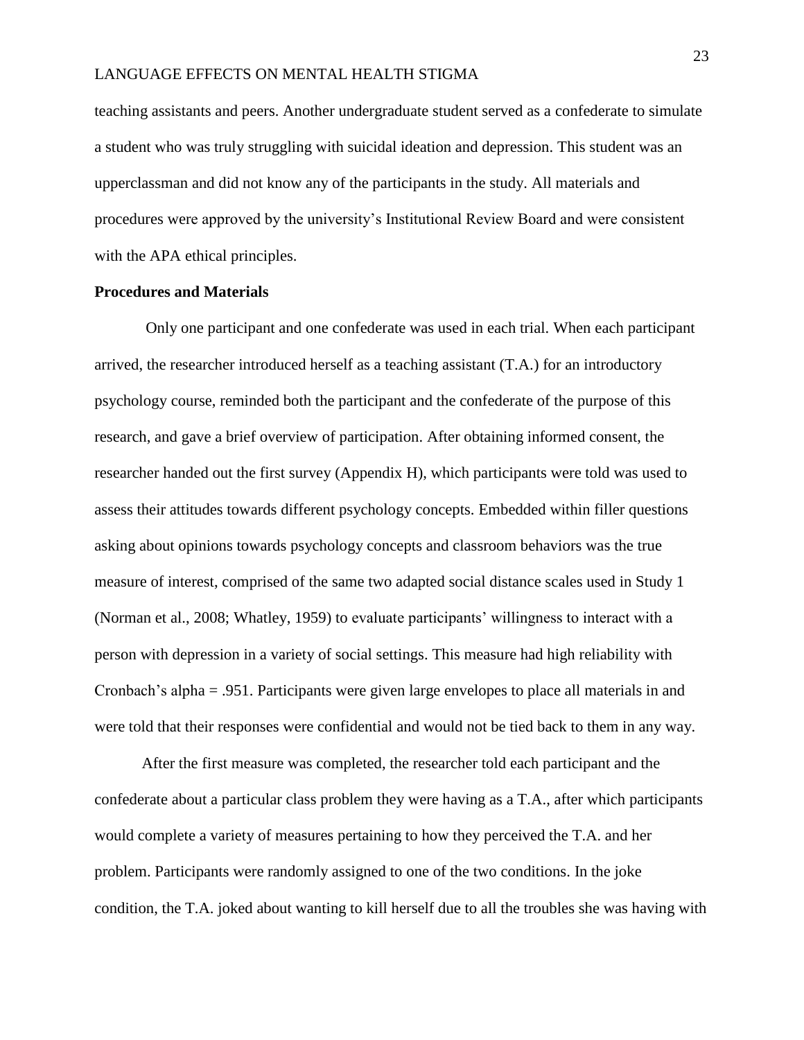teaching assistants and peers. Another undergraduate student served as a confederate to simulate a student who was truly struggling with suicidal ideation and depression. This student was an upperclassman and did not know any of the participants in the study. All materials and procedures were approved by the university's Institutional Review Board and were consistent with the APA ethical principles.

**Procedures and Materials**

Only one participant and one confederate was used in each trial. When each participant arrived, the researcher introduced herself as a teaching assistant (T.A.) for an introductory psychology course, reminded both the participant and the confederate of the purpose of this research, and gave a brief overview of participation. After obtaining informed consent, the researcher handed out the first survey (Appendix H), which participants were told was used to assess their attitudes towards different psychology concepts. Embedded within filler questions asking about opinions towards psychology concepts and classroom behaviors was the true measure of interest, comprised of the same two adapted social distance scales used in Study 1 (Norman et al., 2008; Whatley, 1959) to evaluate participants' willingness to interact with a person with depression in a variety of social settings. This measure had high reliability with Cronbach's alpha = .951. Participants were given large envelopes to place all materials in and were told that their responses were confidential and would not be tied back to them in any way.

After the first measure was completed, the researcher told each participant and the confederate about a particular class problem they were having as a T.A., after which participants would complete a variety of measures pertaining to how they perceived the T.A. and her problem. Participants were randomly assigned to one of the two conditions. In the joke condition, the T.A. joked about wanting to kill herself due to all the troubles she was having with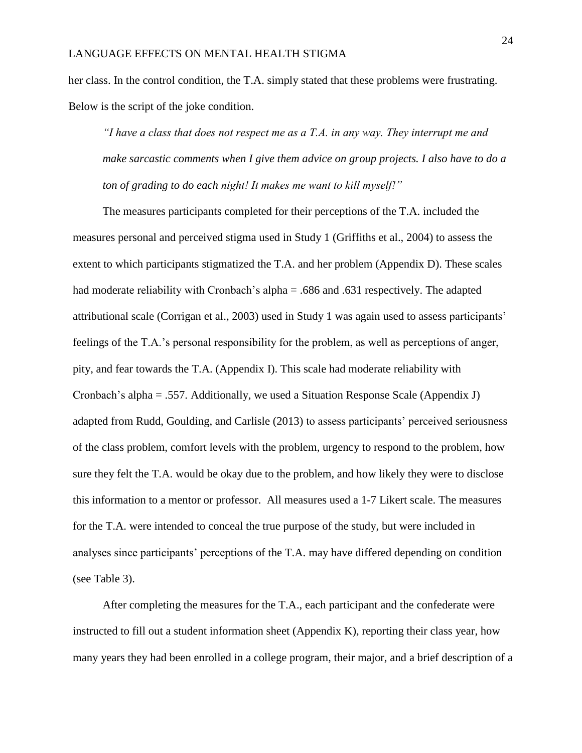her class. In the control condition, the T.A. simply stated that these problems were frustrating. Below is the script of the joke condition.

> *"I have a class that does not respect me as a T.A. in any way. They interrupt me and make sarcastic comments when I give them advice on group projects. I also have to do a ton of grading to do each night! It makes me want to kill myself!"*

The measures participants completed for their perceptions of the T.A. included the measures personal and perceived stigma used in Study 1 (Griffiths et al., 2004) to assess the extent to which participants stigmatized the T.A. and her problem (Appendix D). These scales had moderate reliability with Cronbach's alpha = .686 and .631 respectively. The adapted attributional scale (Corrigan et al., 2003) used in Study 1 was again used to assess participants' feelings of the T.A.'s personal responsibility for the problem, as well as perceptions of anger, pity, and fear towards the T.A. (Appendix I). This scale had moderate reliability with Cronbach's alpha = .557. Additionally, we used a Situation Response Scale (Appendix J) adapted from Rudd, Goulding, and Carlisle (2013) to assess participants' perceived seriousness of the class problem, comfort levels with the problem, urgency to respond to the problem, how sure they felt the T.A. would be okay due to the problem, and how likely they were to disclose this information to a mentor or professor. All measures used a 1-7 Likert scale. The measures for the T.A. were intended to conceal the true purpose of the study, but were included in analyses since participants' perceptions of the T.A. may have differed depending on condition (see Table 3).

After completing the measures for the T.A., each participant and the confederate were instructed to fill out a student information sheet (Appendix K), reporting their class year, how many years they had been enrolled in a college program, their major, and a brief description of a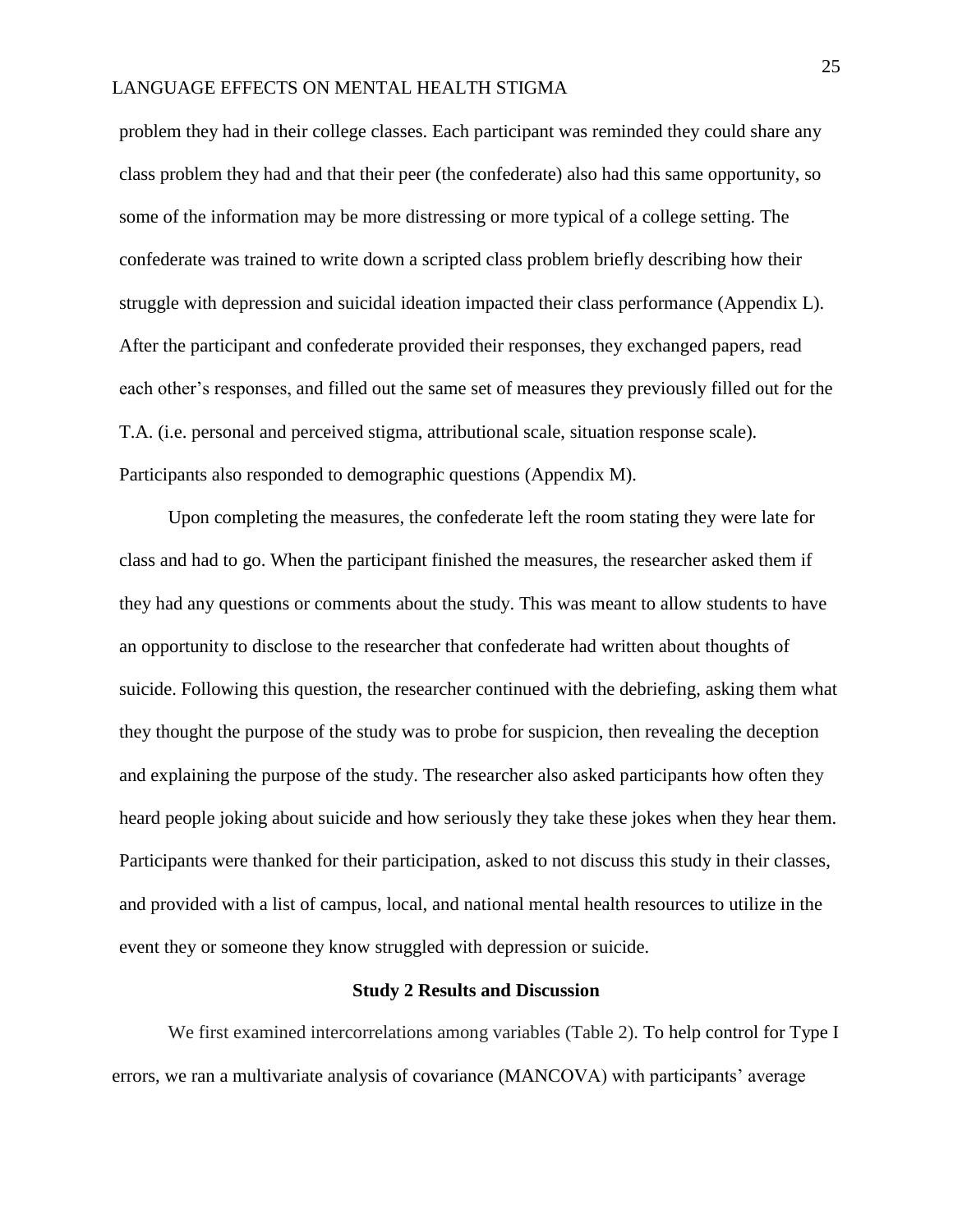problem they had in their college classes. Each participant was reminded they could share any class problem they had and that their peer (the confederate) also had this same opportunity, so some of the information may be more distressing or more typical of a college setting. The confederate was trained to write down a scripted class problem briefly describing how their struggle with depression and suicidal ideation impacted their class performance (Appendix L). After the participant and confederate provided their responses, they exchanged papers, read each other's responses, and filled out the same set of measures they previously filled out for the T.A. (i.e. personal and perceived stigma, attributional scale, situation response scale). Participants also responded to demographic questions (Appendix M).

Upon completing the measures, the confederate left the room stating they were late for class and had to go. When the participant finished the measures, the researcher asked them if they had any questions or comments about the study. This was meant to allow students to have an opportunity to disclose to the researcher that confederate had written about thoughts of suicide. Following this question, the researcher continued with the debriefing, asking them what they thought the purpose of the study was to probe for suspicion, then revealing the deception and explaining the purpose of the study. The researcher also asked participants how often they heard people joking about suicide and how seriously they take these jokes when they hear them. Participants were thanked for their participation, asked to not discuss this study in their classes, and provided with a list of campus, local, and national mental health resources to utilize in the event they or someone they know struggled with depression or suicide.

## Study 2 Results and Discussion

We first examined intercorrelations among variables (Table 2). To help control for Type I errors, we ran a multivariate analysis of covariance (MANCOVA) with participants' average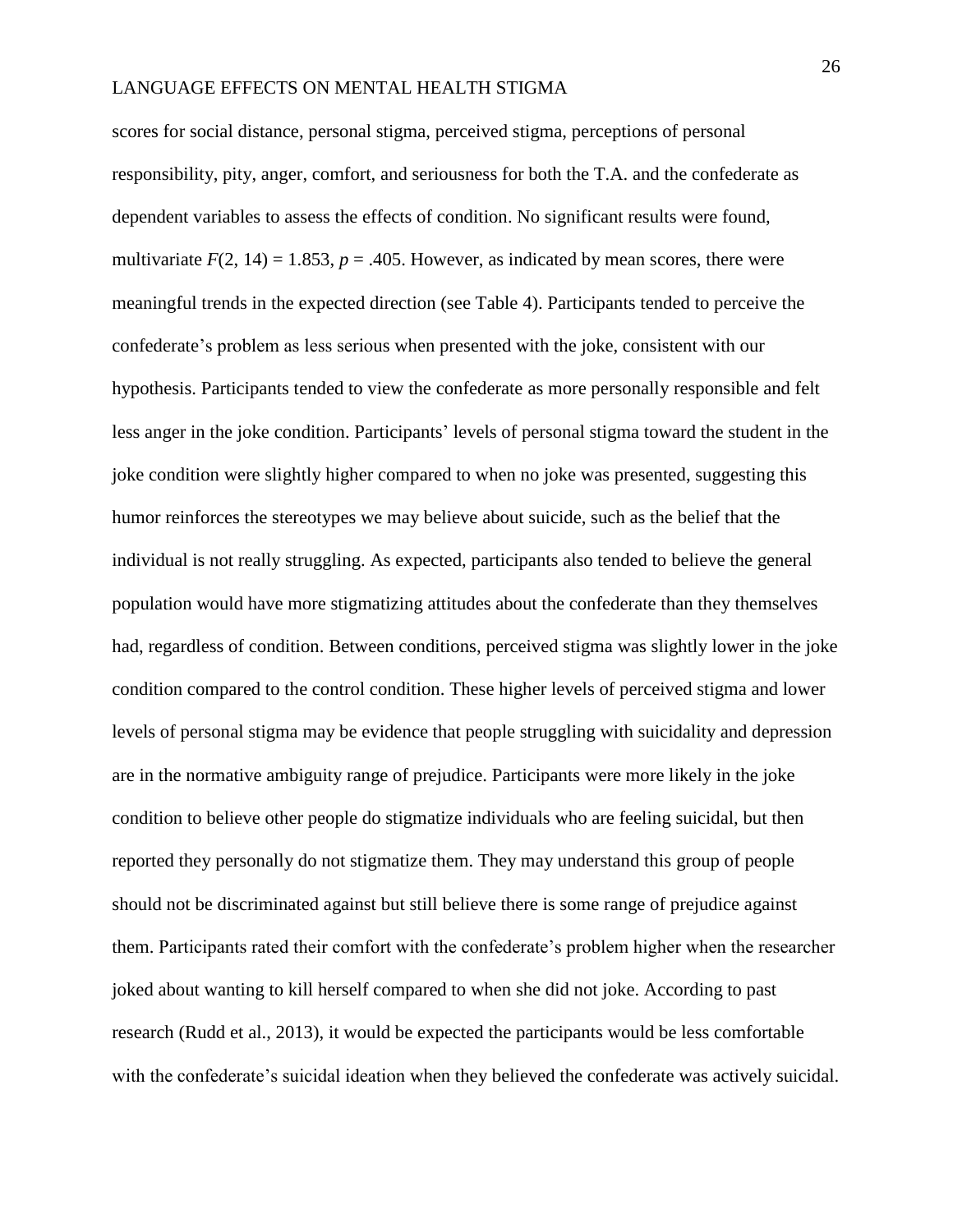scores for social distance, personal stigma, perceived stigma, perceptions of personal responsibility, pity, anger, comfort, and seriousness for both the T.A. and the confederate as dependent variables to assess the effects of condition. No significant results were found, multivariate $F(2, 14) = 1.853$, $p = .405$. However, as indicated by mean scores, there were meaningful trends in the expected direction (see Table 4). Participants tended to perceive the confederate's problem as less serious when presented with the joke, consistent with our hypothesis. Participants tended to view the confederate as more personally responsible and felt less anger in the joke condition. Participants' levels of personal stigma toward the student in the joke condition were slightly higher compared to when no joke was presented, suggesting this humor reinforces the stereotypes we may believe about suicide, such as the belief that the individual is not really struggling. As expected, participants also tended to believe the general population would have more stigmatizing attitudes about the confederate than they themselves had, regardless of condition. Between conditions, perceived stigma was slightly lower in the joke condition compared to the control condition. These higher levels of perceived stigma and lower levels of personal stigma may be evidence that people struggling with suicidality and depression are in the normative ambiguity range of prejudice. Participants were more likely in the joke condition to believe other people do stigmatize individuals who are feeling suicidal, but then reported they personally do not stigmatize them. They may understand this group of people should not be discriminated against but still believe there is some range of prejudice against them. Participants rated their comfort with the confederate's problem higher when the researcher joked about wanting to kill herself compared to when she did not joke. According to past research (Rudd et al., 2013), it would be expected the participants would be less comfortable with the confederate's suicidal ideation when they believed the confederate was actively suicidal.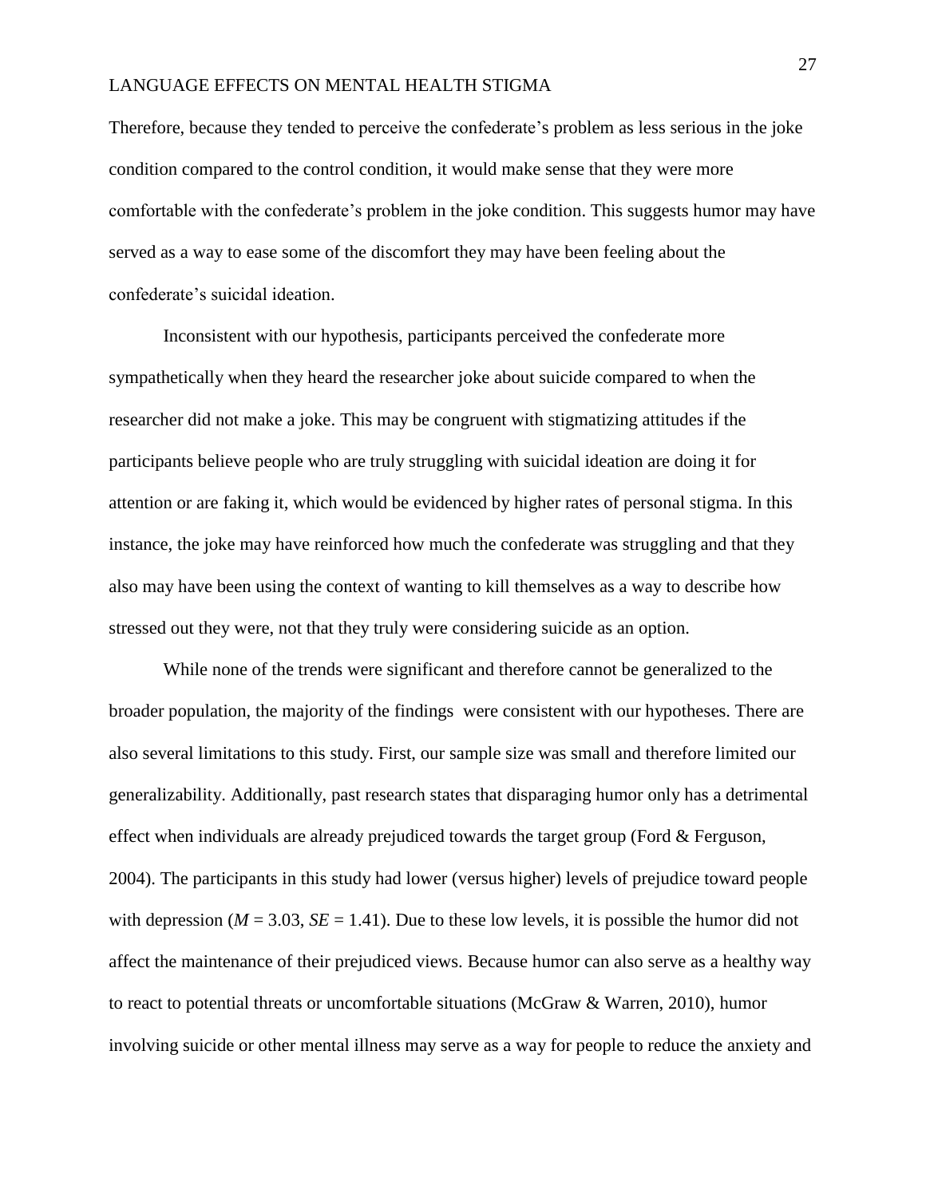Therefore, because they tended to perceive the confederate's problem as less serious in the joke condition compared to the control condition, it would make sense that they were more comfortable with the confederate's problem in the joke condition. This suggests humor may have served as a way to ease some of the discomfort they may have been feeling about the confederate's suicidal ideation.

Inconsistent with our hypothesis, participants perceived the confederate more sympathetically when they heard the researcher joke about suicide compared to when the researcher did not make a joke. This may be congruent with stigmatizing attitudes if the participants believe people who are truly struggling with suicidal ideation are doing it for attention or are faking it, which would be evidenced by higher rates of personal stigma. In this instance, the joke may have reinforced how much the confederate was struggling and that they also may have been using the context of wanting to kill themselves as a way to describe how stressed out they were, not that they truly were considering suicide as an option.

While none of the trends were significant and therefore cannot be generalized to the broader population, the majority of the findings were consistent with our hypotheses. There are also several limitations to this study. First, our sample size was small and therefore limited our generalizability. Additionally, past research states that disparaging humor only has a detrimental effect when individuals are already prejudiced towards the target group (Ford & Ferguson, 2004). The participants in this study had lower (versus higher) levels of prejudice toward people with depression ($M$ = 3.03, $SE$ = 1.41). Due to these low levels, it is possible the humor did not affect the maintenance of their prejudiced views. Because humor can also serve as a healthy way to react to potential threats or uncomfortable situations (McGraw & Warren, 2010), humor involving suicide or other mental illness may serve as a way for people to reduce the anxiety and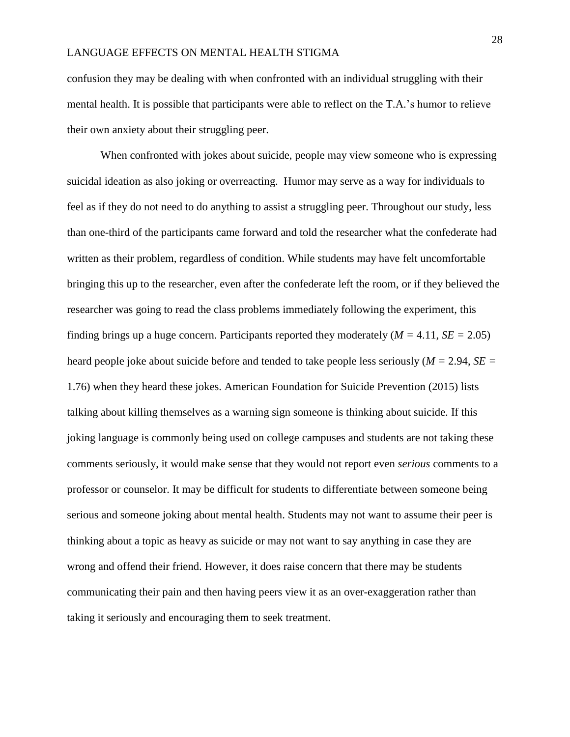confusion they may be dealing with when confronted with an individual struggling with their mental health. It is possible that participants were able to reflect on the T.A.'s humor to relieve their own anxiety about their struggling peer.

When confronted with jokes about suicide, people may view someone who is expressing suicidal ideation as also joking or overreacting. Humor may serve as a way for individuals to feel as if they do not need to do anything to assist a struggling peer. Throughout our study, less than one-third of the participants came forward and told the researcher what the confederate had written as their problem, regardless of condition. While students may have felt uncomfortable bringing this up to the researcher, even after the confederate left the room, or if they believed the researcher was going to read the class problems immediately following the experiment, this finding brings up a huge concern. Participants reported they moderately ($M$ = 4.11, $SE$ = 2.05) heard people joke about suicide before and tended to take people less seriously ($M$ = 2.94, $SE$ = 1.76) when they heard these jokes. American Foundation for Suicide Prevention (2015) lists talking about killing themselves as a warning sign someone is thinking about suicide. If this joking language is commonly being used on college campuses and students are not taking these comments seriously, it would make sense that they would not report even *serious* comments to a professor or counselor. It may be difficult for students to differentiate between someone being serious and someone joking about mental health. Students may not want to assume their peer is thinking about a topic as heavy as suicide or may not want to say anything in case they are wrong and offend their friend. However, it does raise concern that there may be students communicating their pain and then having peers view it as an over-exaggeration rather than taking it seriously and encouraging them to seek treatment.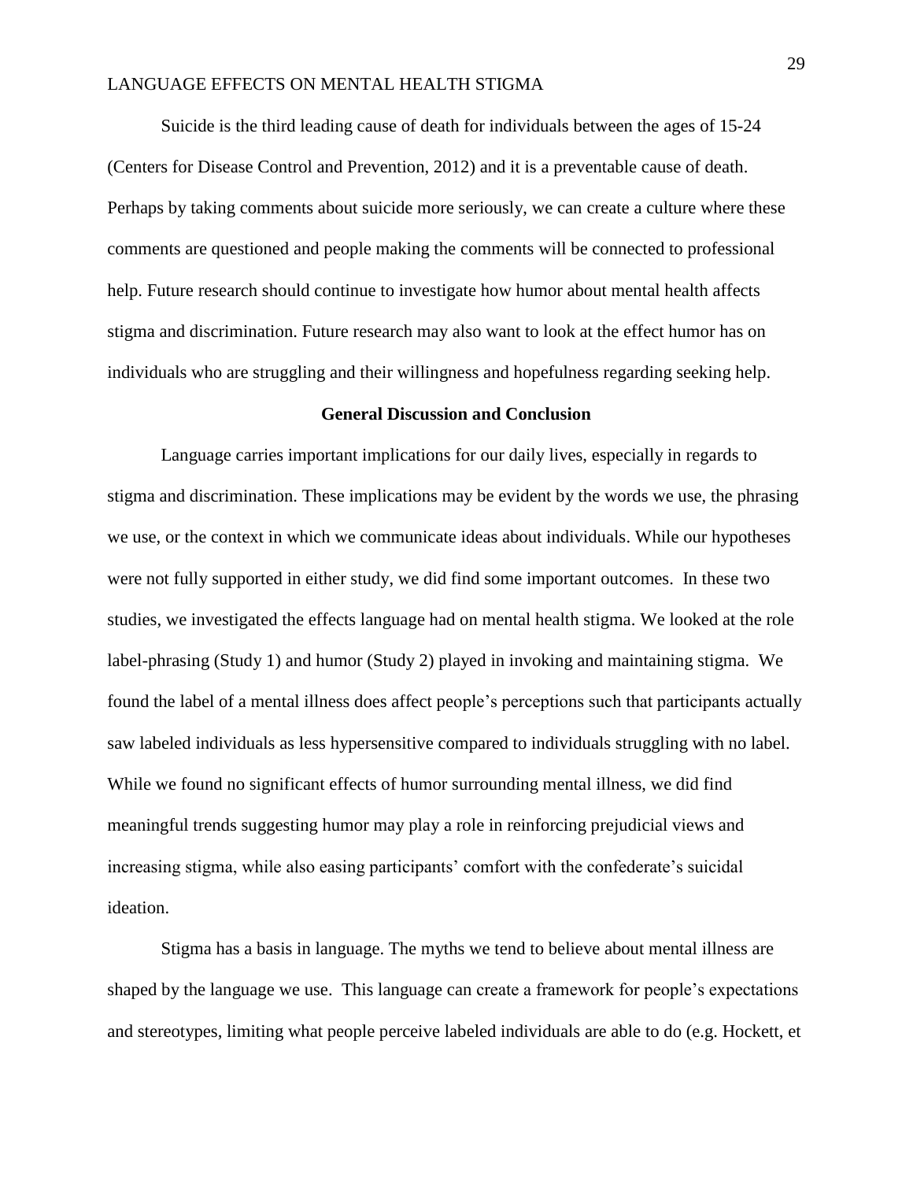Suicide is the third leading cause of death for individuals between the ages of 15-24 (Centers for Disease Control and Prevention, 2012) and it is a preventable cause of death. Perhaps by taking comments about suicide more seriously, we can create a culture where these comments are questioned and people making the comments will be connected to professional help. Future research should continue to investigate how humor about mental health affects stigma and discrimination. Future research may also want to look at the effect humor has on individuals who are struggling and their willingness and hopefulness regarding seeking help.

## General Discussion and Conclusion

Language carries important implications for our daily lives, especially in regards to stigma and discrimination. These implications may be evident by the words we use, the phrasing we use, or the context in which we communicate ideas about individuals. While our hypotheses were not fully supported in either study, we did find some important outcomes. In these two studies, we investigated the effects language had on mental health stigma. We looked at the role label-phrasing (Study 1) and humor (Study 2) played in invoking and maintaining stigma. We found the label of a mental illness does affect people's perceptions such that participants actually saw labeled individuals as less hypersensitive compared to individuals struggling with no label. While we found no significant effects of humor surrounding mental illness, we did find meaningful trends suggesting humor may play a role in reinforcing prejudicial views and increasing stigma, while also easing participants' comfort with the confederate's suicidal ideation.

Stigma has a basis in language. The myths we tend to believe about mental illness are shaped by the language we use. This language can create a framework for people's expectations and stereotypes, limiting what people perceive labeled individuals are able to do (e.g. Hockett, et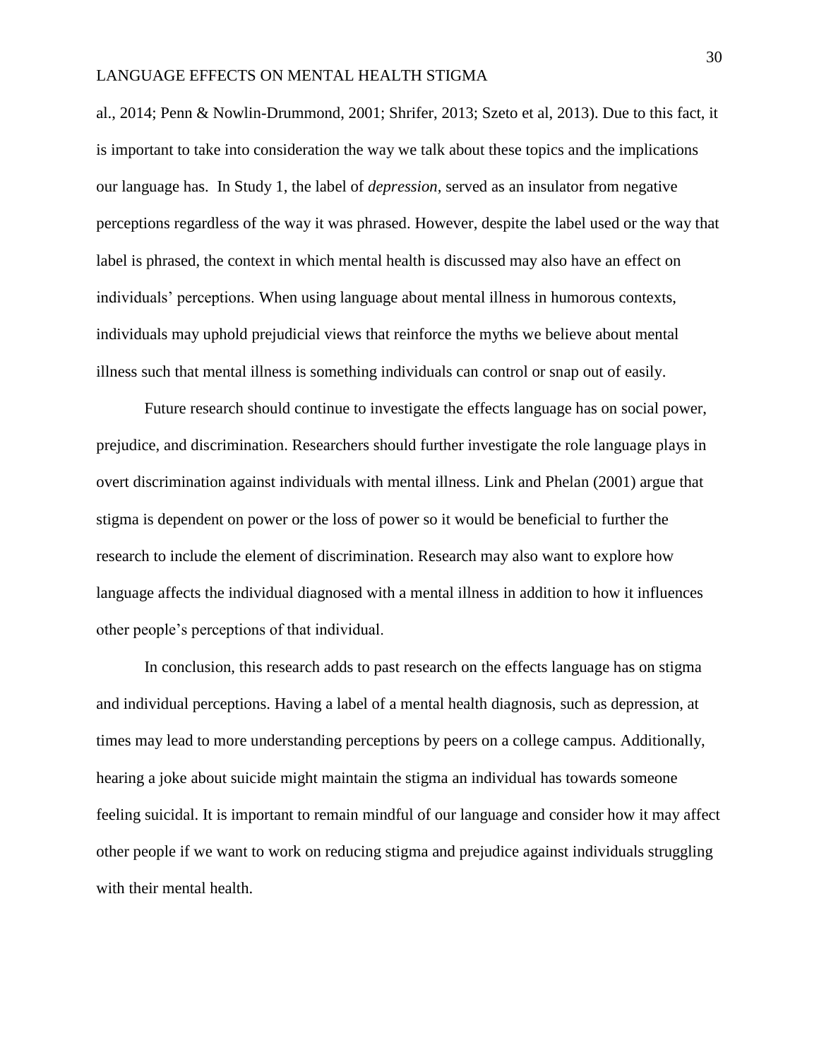al., 2014; Penn & Nowlin-Drummond, 2001; Shrifer, 2013; Szeto et al, 2013). Due to this fact, it is important to take into consideration the way we talk about these topics and the implications our language has. In Study 1, the label of *depression*, served as an insulator from negative perceptions regardless of the way it was phrased. However, despite the label used or the way that label is phrased, the context in which mental health is discussed may also have an effect on individuals' perceptions. When using language about mental illness in humorous contexts, individuals may uphold prejudicial views that reinforce the myths we believe about mental illness such that mental illness is something individuals can control or snap out of easily.

Future research should continue to investigate the effects language has on social power, prejudice, and discrimination. Researchers should further investigate the role language plays in overt discrimination against individuals with mental illness. Link and Phelan (2001) argue that stigma is dependent on power or the loss of power so it would be beneficial to further the research to include the element of discrimination. Research may also want to explore how language affects the individual diagnosed with a mental illness in addition to how it influences other people's perceptions of that individual.

In conclusion, this research adds to past research on the effects language has on stigma and individual perceptions. Having a label of a mental health diagnosis, such as depression, at times may lead to more understanding perceptions by peers on a college campus. Additionally, hearing a joke about suicide might maintain the stigma an individual has towards someone feeling suicidal. It is important to remain mindful of our language and consider how it may affect other people if we want to work on reducing stigma and prejudice against individuals struggling with their mental health.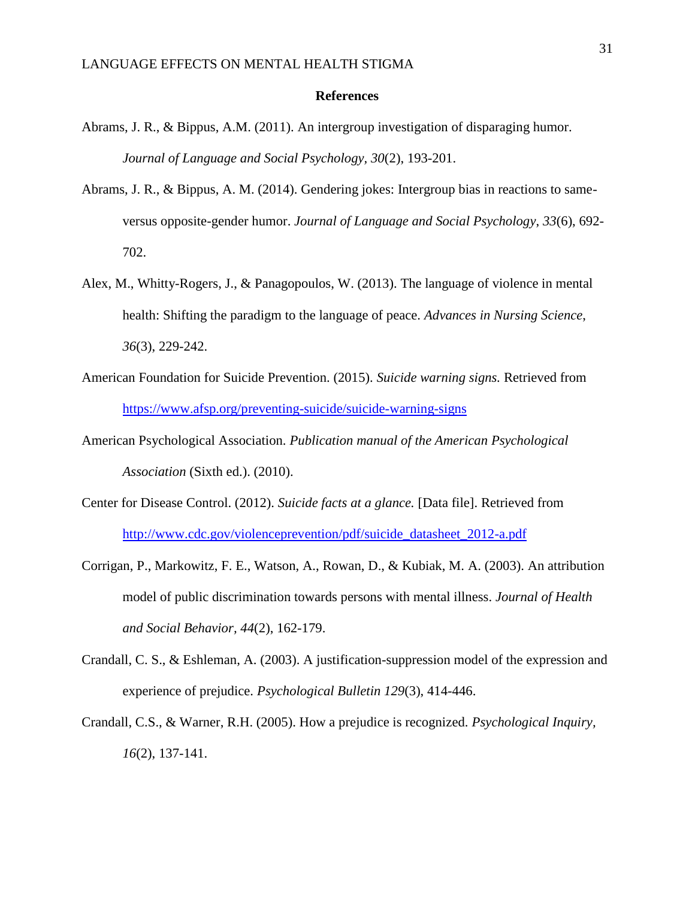## References

Abrams, J. R., & Bippus, A.M. (2011). An intergroup investigation of disparaging humor. *Journal of Language and Social Psychology, 30*(2), 193-201.

Abrams, J. R., & Bippus, A. M. (2014). Gendering jokes: Intergroup bias in reactions to same-versus opposite-gender humor. *Journal of Language and Social Psychology*, *33*(6), 692-702.

Alex, M., Whitty-Rogers, J., & Panagopoulos, W. (2013). The language of violence in mental health: Shifting the paradigm to the language of peace. *Advances in Nursing Science*, *36*(3), 229-242.

American Foundation for Suicide Prevention. (2015). *Suicide warning signs.* Retrieved from https://www.afsp.org/preventing-suicide/suicide-warning-signs

American Psychological Association. *Publication manual of the American Psychological Association* (Sixth ed.). (2010).

Center for Disease Control. (2012). *Suicide facts at a glance.* [Data file]. Retrieved from http://www.cdc.gov/violenceprevention/pdf/suicide_datasheet_2012-a.pdf

Corrigan, P., Markowitz, F. E., Watson, A., Rowan, D., & Kubiak, M. A. (2003). An attribution model of public discrimination towards persons with mental illness. *Journal of Health and Social Behavior, 44*(2), 162-179.

Crandall, C. S., & Eshleman, A. (2003). A justification-suppression model of the expression and experience of prejudice. *Psychological Bulletin 129*(3), 414-446.

Crandall, C.S., & Warner, R.H. (2005). How a prejudice is recognized. *Psychological Inquiry, 16*(2), 137-141.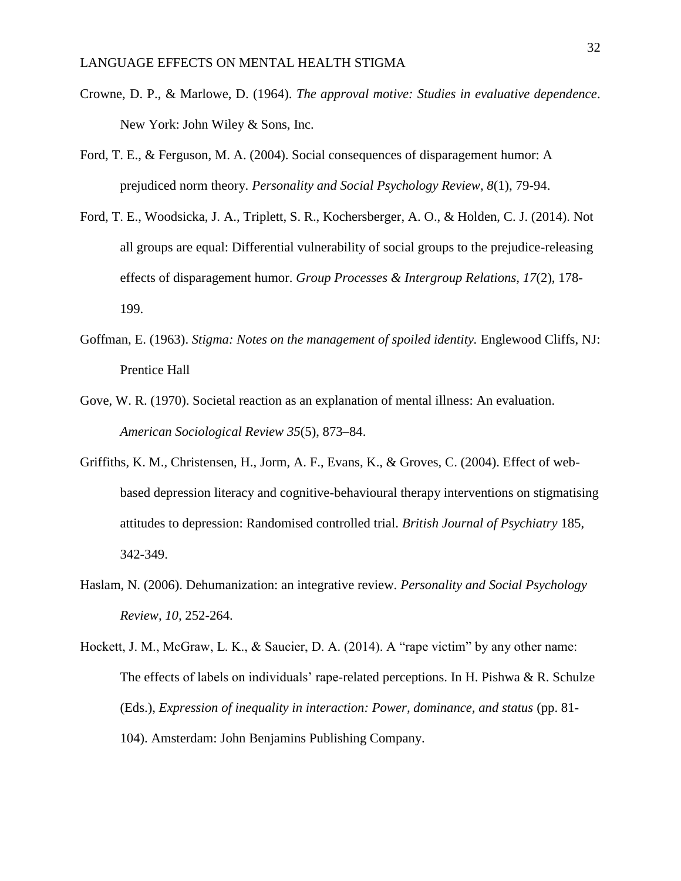Crowne, D. P., & Marlowe, D. (1964). *The approval motive: Studies in evaluative dependence*. New York: John Wiley & Sons, Inc.

Ford, T. E., & Ferguson, M. A. (2004). Social consequences of disparagement humor: A prejudiced norm theory. *Personality and Social Psychology Review*, *8*(1), 79-94.

Ford, T. E., Woodsicka, J. A., Triplett, S. R., Kochersberger, A. O., & Holden, C. J. (2014). Not all groups are equal: Differential vulnerability of social groups to the prejudice-releasing effects of disparagement humor. *Group Processes & Intergroup Relations*, *17*(2), 178-199.

Goffman, E. (1963). *Stigma: Notes on the management of spoiled identity.* Englewood Cliffs, NJ: Prentice Hall

Gove, W. R. (1970). Societal reaction as an explanation of mental illness: An evaluation. *American Sociological Review 35*(5), 873–84.

Griffiths, K. M., Christensen, H., Jorm, A. F., Evans, K., & Groves, C. (2004). Effect of web-based depression literacy and cognitive-behavioural therapy interventions on stigmatising attitudes to depression: Randomised controlled trial. *British Journal of Psychiatry* 185, 342-349.

Haslam, N. (2006). Dehumanization: an integrative review. *Personality and Social Psychology Review, 10,* 252-264.

Hockett, J. M., McGraw, L. K., & Saucier, D. A. (2014). A "rape victim" by any other name: The effects of labels on individuals' rape-related perceptions. In H. Pishwa & R. Schulze (Eds.), *Expression of inequality in interaction: Power, dominance, and status* (pp. 81-104). Amsterdam: John Benjamins Publishing Company.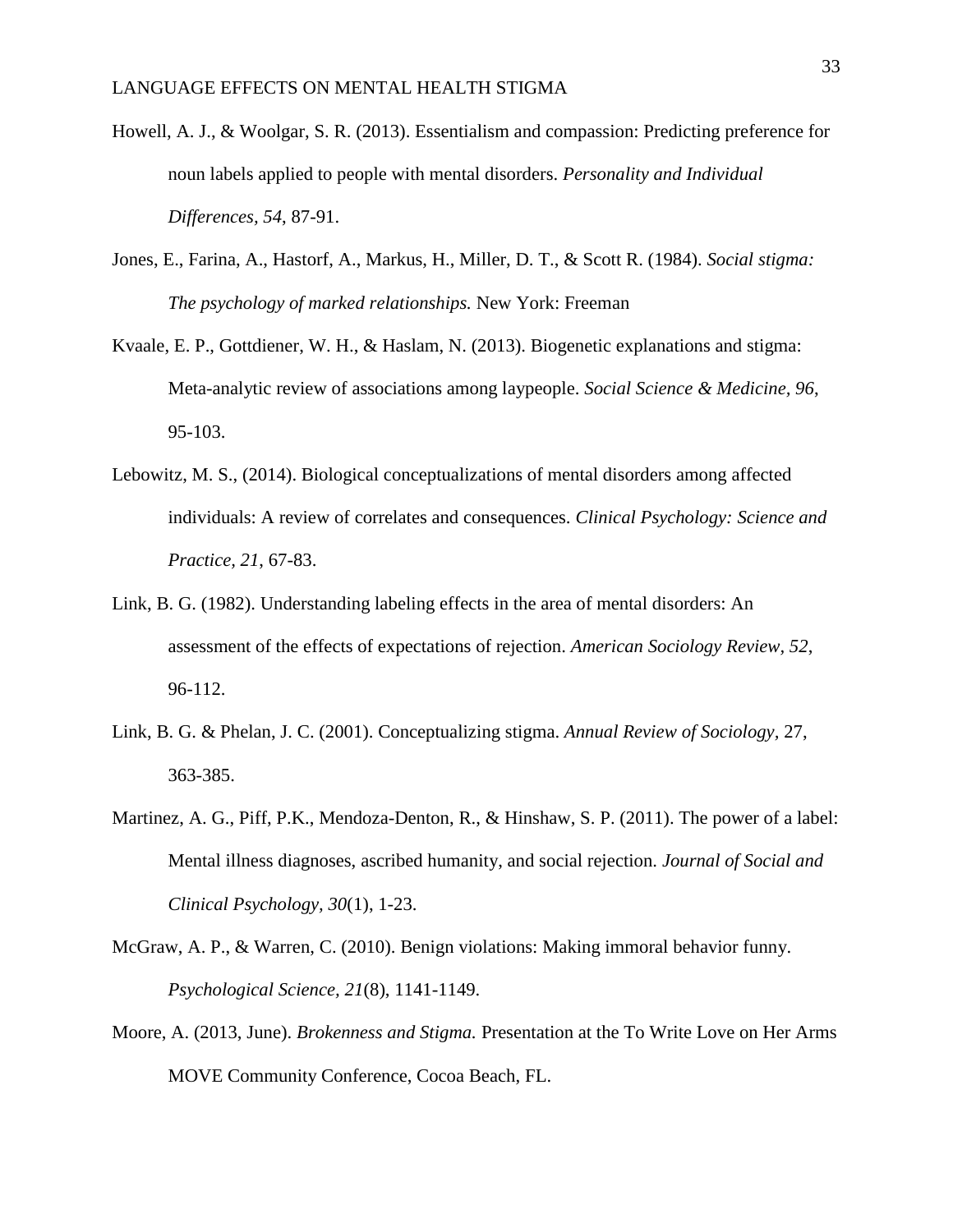Howell, A. J., & Woolgar, S. R. (2013). Essentialism and compassion: Predicting preference for noun labels applied to people with mental disorders. *Personality and Individual Differences, 54*, 87-91.

Jones, E., Farina, A., Hastorf, A., Markus, H., Miller, D. T., & Scott R. (1984). *Social stigma: The psychology of marked relationships.* New York: Freeman

Kvaale, E. P., Gottdiener, W. H., & Haslam, N. (2013). Biogenetic explanations and stigma: Meta-analytic review of associations among laypeople. *Social Science & Medicine, 96*, 95-103.

Lebowitz, M. S., (2014). Biological conceptualizations of mental disorders among affected individuals: A review of correlates and consequences. *Clinical Psychology: Science and Practice, 21*, 67-83.

Link, B. G. (1982). Understanding labeling effects in the area of mental disorders: An assessment of the effects of expectations of rejection. *American Sociology Review, 52*, 96-112.

Link, B. G. & Phelan, J. C. (2001). Conceptualizing stigma. *Annual Review of Sociology,* 27, 363-385.

Martinez, A. G., Piff, P.K., Mendoza-Denton, R., & Hinshaw, S. P. (2011). The power of a label: Mental illness diagnoses, ascribed humanity, and social rejection. *Journal of Social and Clinical Psychology, 30*(1), 1-23.

McGraw, A. P., & Warren, C. (2010). Benign violations: Making immoral behavior funny. *Psychological Science, 21*(8), 1141-1149.

Moore, A. (2013, June). *Brokenness and Stigma.* Presentation at the To Write Love on Her Arms MOVE Community Conference, Cocoa Beach, FL.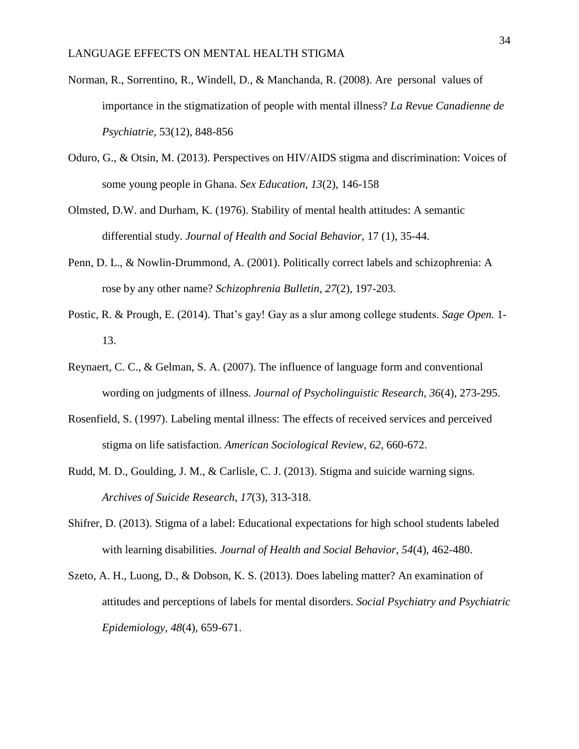Norman, R., Sorrentino, R., Windell, D., & Manchanda, R. (2008). Are personal values of importance in the stigmatization of people with mental illness? *La Revue Canadienne de Psychiatrie*, 53(12), 848-856

Oduro, G., & Otsin, M. (2013). Perspectives on HIV/AIDS stigma and discrimination: Voices of some young people in Ghana. *Sex Education*, *13*(2), 146-158

Olmsted, D.W. and Durham, K. (1976). Stability of mental health attitudes: A semantic differential study. *Journal of Health and Social Behavior,* 17 (1), 35-44.

Penn, D. L., & Nowlin-Drummond, A. (2001). Politically correct labels and schizophrenia: A rose by any other name? *Schizophrenia Bulletin*, *27*(2), 197-203.

Postic, R. & Prough, E. (2014). That's gay! Gay as a slur among college students. *Sage Open.* 1-13.

Reynaert, C. C., & Gelman, S. A. (2007). The influence of language form and conventional wording on judgments of illness. *Journal of Psycholinguistic Research*, *36*(4), 273-295.

Rosenfield, S. (1997). Labeling mental illness: The effects of received services and perceived stigma on life satisfaction. *American Sociological Review*, *62*, 660-672.

Rudd, M. D., Goulding, J. M., & Carlisle, C. J. (2013). Stigma and suicide warning signs. *Archives of Suicide Research*, *17*(3), 313-318.

Shifrer, D. (2013). Stigma of a label: Educational expectations for high school students labeled with learning disabilities. *Journal of Health and Social Behavior*, *54*(4), 462-480.

Szeto, A. H., Luong, D., & Dobson, K. S. (2013). Does labeling matter? An examination of attitudes and perceptions of labels for mental disorders. *Social Psychiatry and Psychiatric Epidemiology*, *48*(4), 659-671.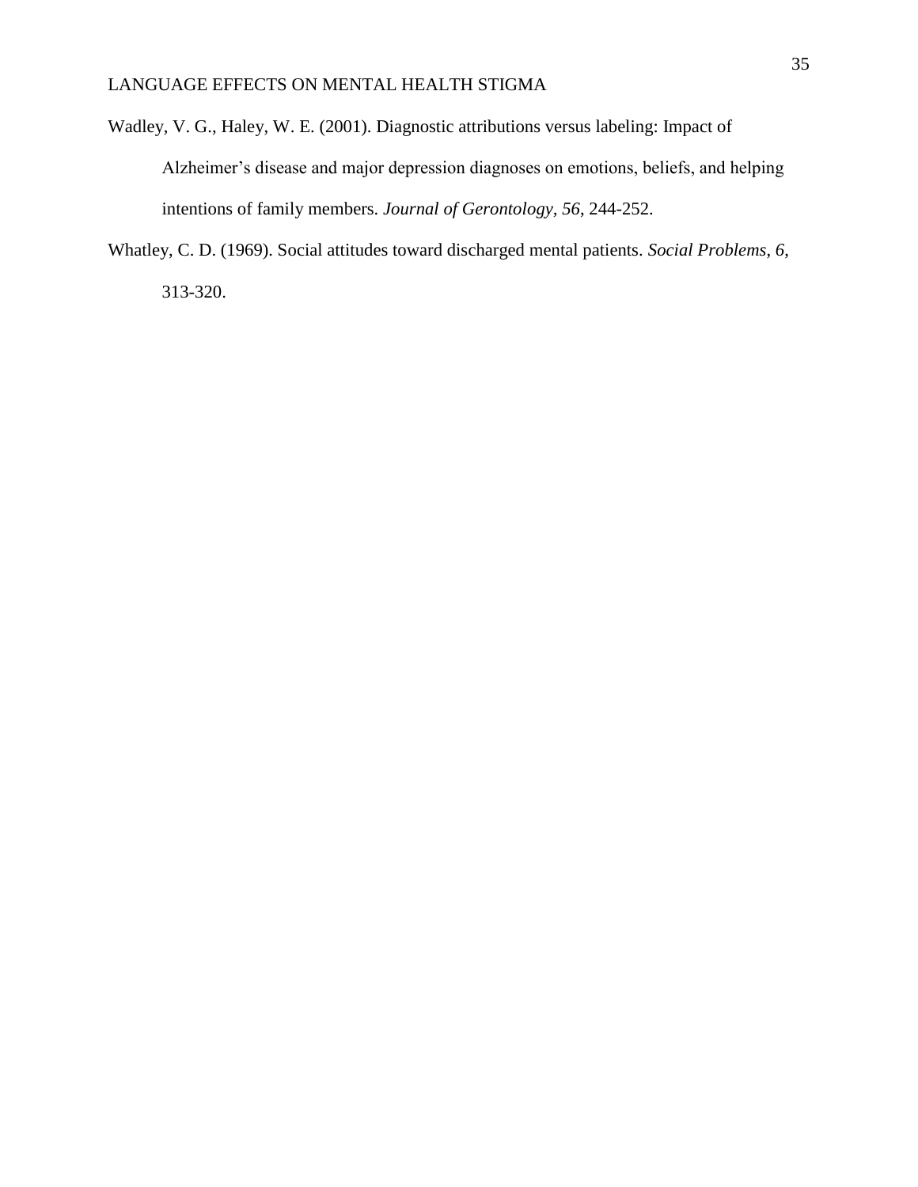Wadley, V. G., Haley, W. E. (2001). Diagnostic attributions versus labeling: Impact of Alzheimer's disease and major depression diagnoses on emotions, beliefs, and helping intentions of family members. *Journal of Gerontology*, *56*, 244-252.

Whatley, C. D. (1969). Social attitudes toward discharged mental patients. *Social Problems*, *6*, 313-320.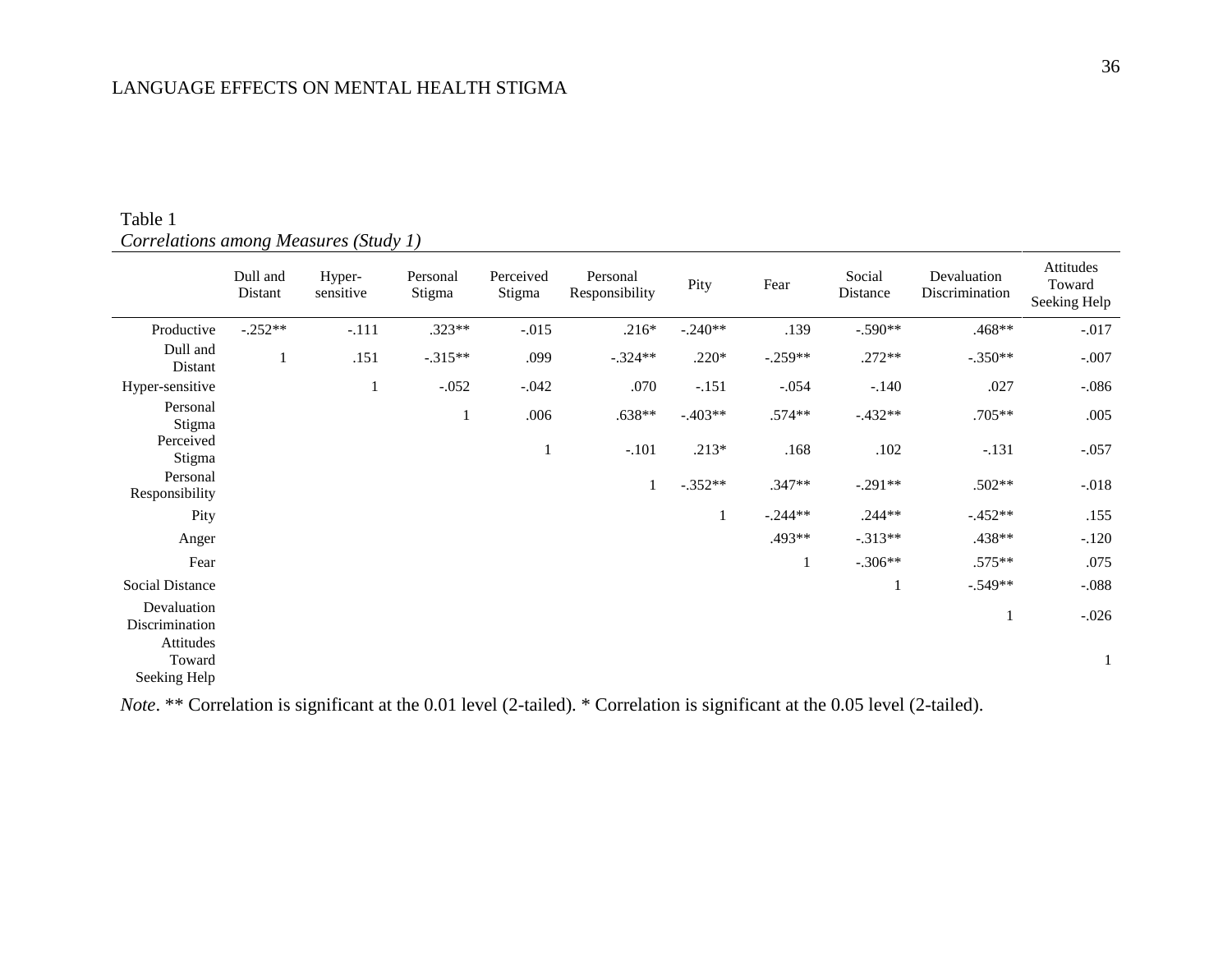Table 1

*Correlations among Measures (Study 1)*

| | Dull and Distant | Hyper-sensitive | Personal Stigma | Perceived Stigma | Personal Responsibility | Pity | Fear | Social Distance | Devaluation Discrimination | Attitudes Toward Seeking Help |
|---|---|---|---|---|---|---|---|---|---|---|
| Productive | -.252** | -.111 | .323** | -.015 | .216* | -.240** | .139 | -.590** | .468** | -.017 |
| Dull and Distant | 1 | .151 | -.315** | .099 | -.324** | .220* | -.259** | .272** | -.350** | -.007 |
| Hyper-sensitive | | 1 | -.052 | -.042 | .070 | -.151 | -.054 | -.140 | .027 | -.086 |
| Personal Stigma | | | 1 | .006 | .638** | -.403** | .574** | -.432** | .705** | .005 |
| Perceived Stigma | | | | 1 | -.101 | .213* | .168 | .102 | -.131 | -.057 |
| Personal Responsibility | | | | | 1 | -.352** | .347** | -.291** | .502** | -.018 |
| Pity | | | | | | 1 | -.244** | .244** | -.452** | .155 |
| Anger | | | | | | | .493** | -.313** | .438** | -.120 |
| Fear | | | | | | | 1 | -.306** | .575** | .075 |
| Social Distance | | | | | | | | 1 | -.549** | -.088 |
| Devaluation Discrimination | | | | | | | | | 1 | -.026 |
| Attitudes Toward Seeking Help | | | | | | | | | | 1 |

*Note*. ** Correlation is significant at the 0.01 level (2-tailed). * Correlation is significant at the 0.05 level (2-tailed).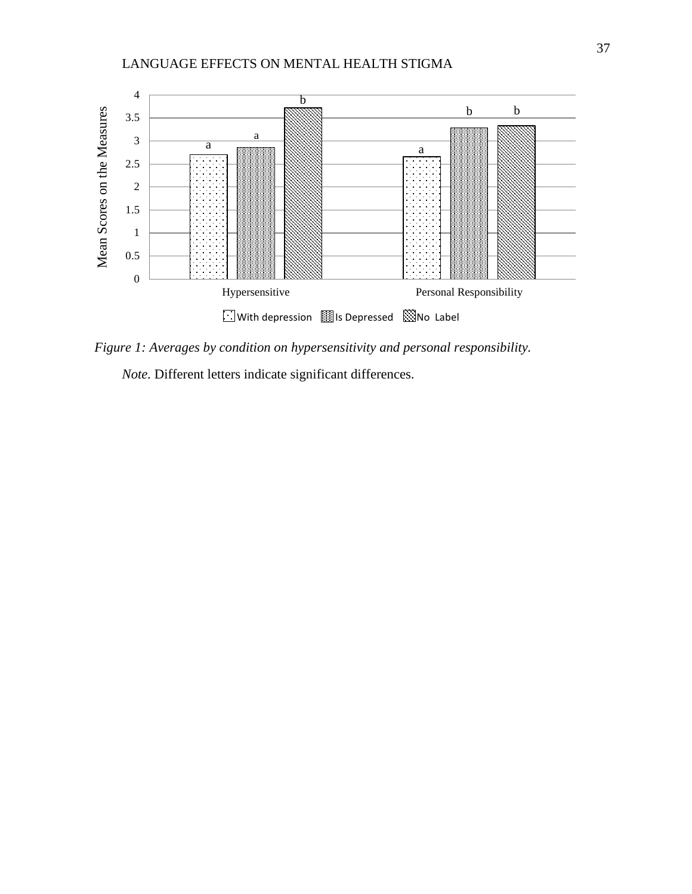*Figure 1: Averages by condition on hypersensitivity and personal responsibility.*

*Note.* Different letters indicate significant differences.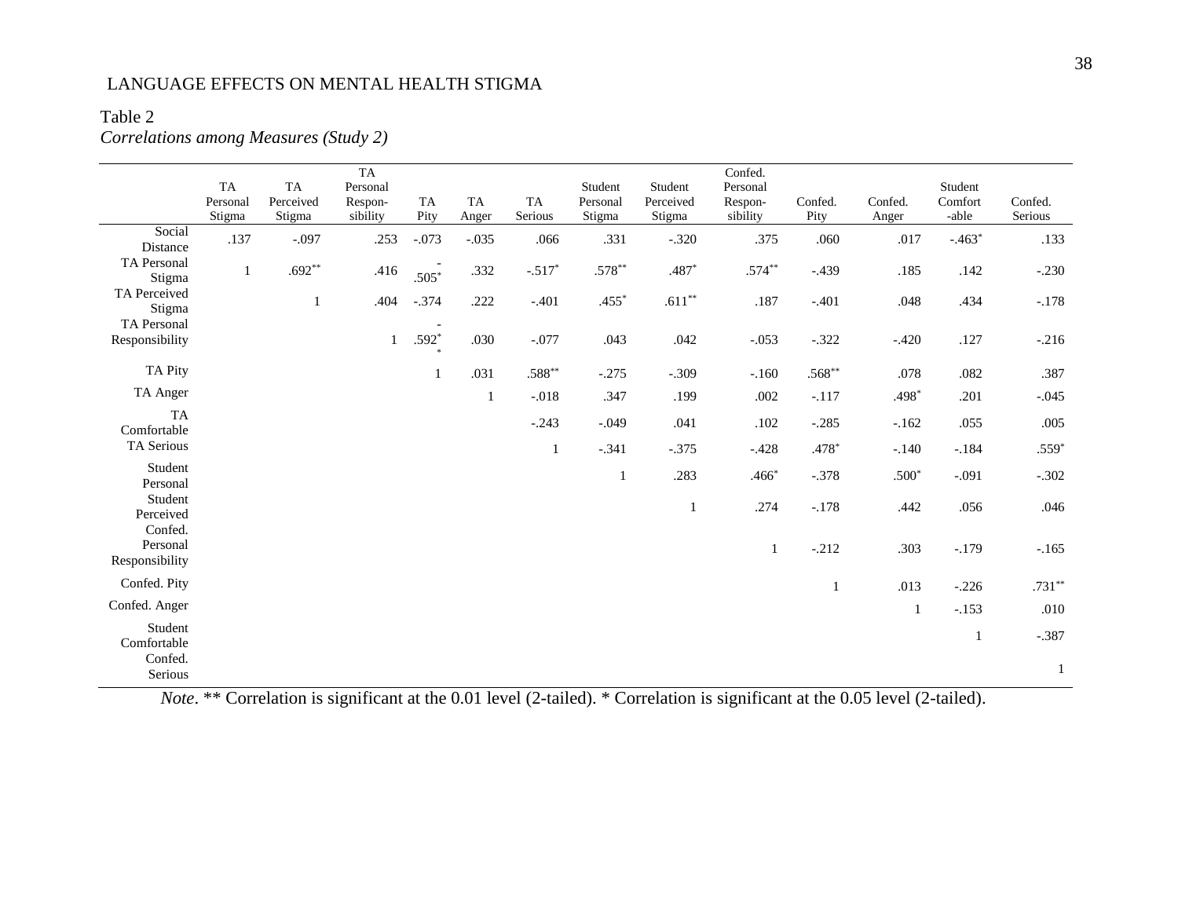Table 2

*Correlations among Measures (Study 2)*

| | TA Personal Stigma | TA Perceived Stigma | TA Personal Respon-sibility | TA Pity | TA Anger | TA Serious | Student Personal Stigma | Student Perceived Stigma | Confed. Personal Respon-sibility | Confed. Pity | Confed. Anger | Student Comfort-able | Confed. Serious |
|---|---|---|---|---|---|---|---|---|---|---|---|---|---|
| Social Distance | .137 | -.097 | .253 | -.073 | -.035 | .066 | .331 | -.320 | .375 | .060 | .017 | -.463* | .133 |
| TA Personal Stigma | 1 | .692** | .416 | -.505* | .332 | -.517* | .578** | .487* | .574** | -.439 | .185 | .142 | -.230 |
| TA Perceived Stigma | | 1 | .404 | -.374 | .222 | -.401 | .455* | .611** | .187 | -.401 | .048 | .434 | -.178 |
| TA Personal Responsibility | | | 1 | -.592** | .030 | -.077 | .043 | .042 | -.053 | -.322 | -.420 | .127 | -.216 |
| TA Pity | | | | 1 | .031 | .588** | -.275 | -.309 | -.160 | .568** | .078 | .082 | .387 |
| TA Anger | | | | | 1 | -.018 | .347 | .199 | .002 | -.117 | .498* | .201 | -.045 |
| TA Comfortable | | | | | | -.243 | -.049 | .041 | .102 | -.285 | -.162 | .055 | .005 |
| TA Serious | | | | | | 1 | -.341 | -.375 | -.428 | .478* | -.140 | -.184 | .559* |
| Student Personal | | | | | | | 1 | .283 | .466* | -.378 | .500* | -.091 | -.302 |
| Student Perceived | | | | | | | | 1 | .274 | -.178 | .442 | .056 | .046 |
| Confed. Personal Responsibility | | | | | | | | | 1 | -.212 | .303 | -.179 | -.165 |
| Confed. Pity | | | | | | | | | | 1 | .013 | -.226 | .731** |
| Confed. Anger | | | | | | | | | | | 1 | -.153 | .010 |
| Student Comfortable | | | | | | | | | | | | 1 | -.387 |
| Confed. Serious | | | | | | | | | | | | | 1 |

*Note*. ** Correlation is significant at the 0.01 level (2-tailed). * Correlation is significant at the 0.05 level (2-tailed).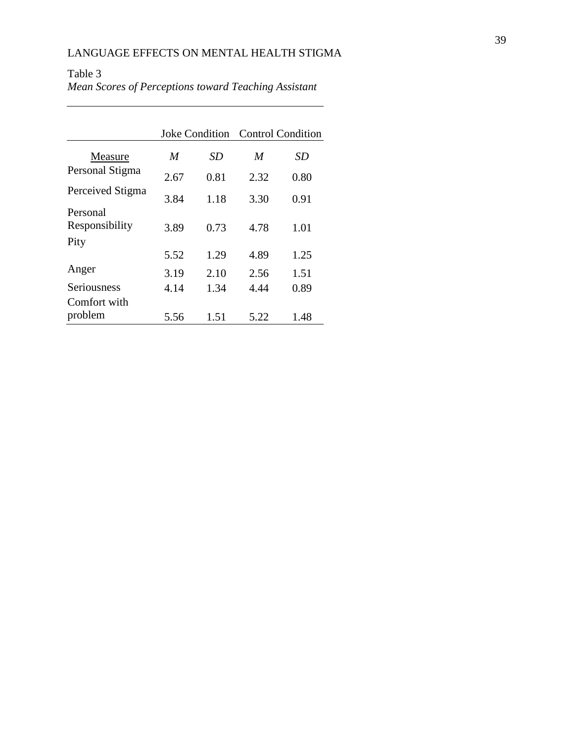Table 3

*Mean Scores of Perceptions toward Teaching Assistant*

| | Joke Condition | | Control Condition | |
|---|---|---|---|---|
| Measure | *M* | *SD* | *M* | *SD* |
| Personal Stigma | 2.67 | 0.81 | 2.32 | 0.80 |
| Perceived Stigma | 3.84 | 1.18 | 3.30 | 0.91 |
| Personal Responsibility | 3.89 | 0.73 | 4.78 | 1.01 |
| Pity | 5.52 | 1.29 | 4.89 | 1.25 |
| Anger | 3.19 | 2.10 | 2.56 | 1.51 |
| Seriousness | 4.14 | 1.34 | 4.44 | 0.89 |
| Comfort with problem | 5.56 | 1.51 | 5.22 | 1.48 |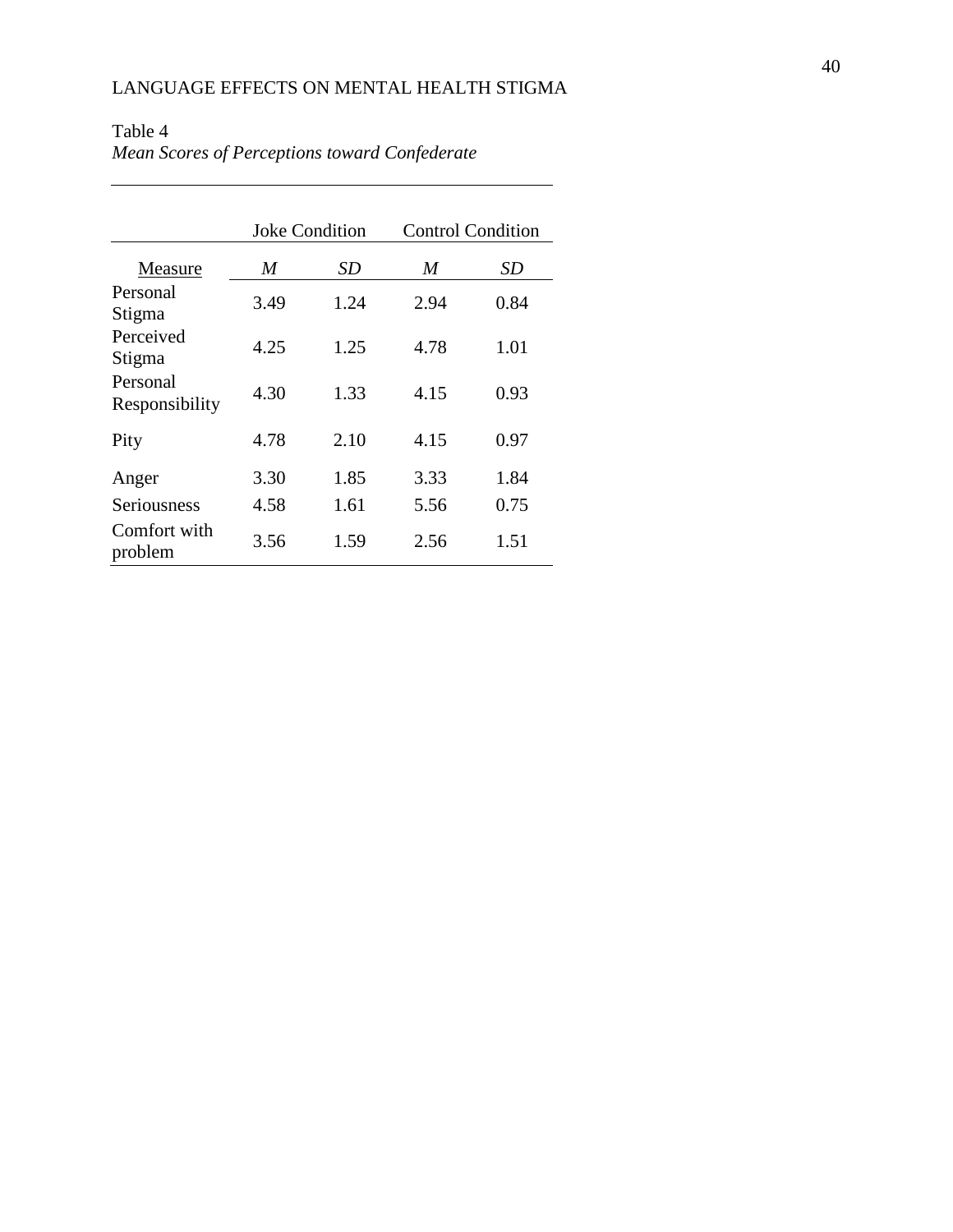Table 4
*Mean Scores of Perceptions toward Confederate*

| | Joke Condition | | Control Condition | |
|---|---|---|---|---|
| Measure | *M* | *SD* | *M* | *SD* |
| Personal Stigma | 3.49 | 1.24 | 2.94 | 0.84 |
| Perceived Stigma | 4.25 | 1.25 | 4.78 | 1.01 |
| Personal Responsibility | 4.30 | 1.33 | 4.15 | 0.93 |
| Pity | 4.78 | 2.10 | 4.15 | 0.97 |
| Anger | 3.30 | 1.85 | 3.33 | 1.84 |
| Seriousness | 4.58 | 1.61 | 5.56 | 0.75 |
| Comfort with problem | 3.56 | 1.59 | 2.56 | 1.51 |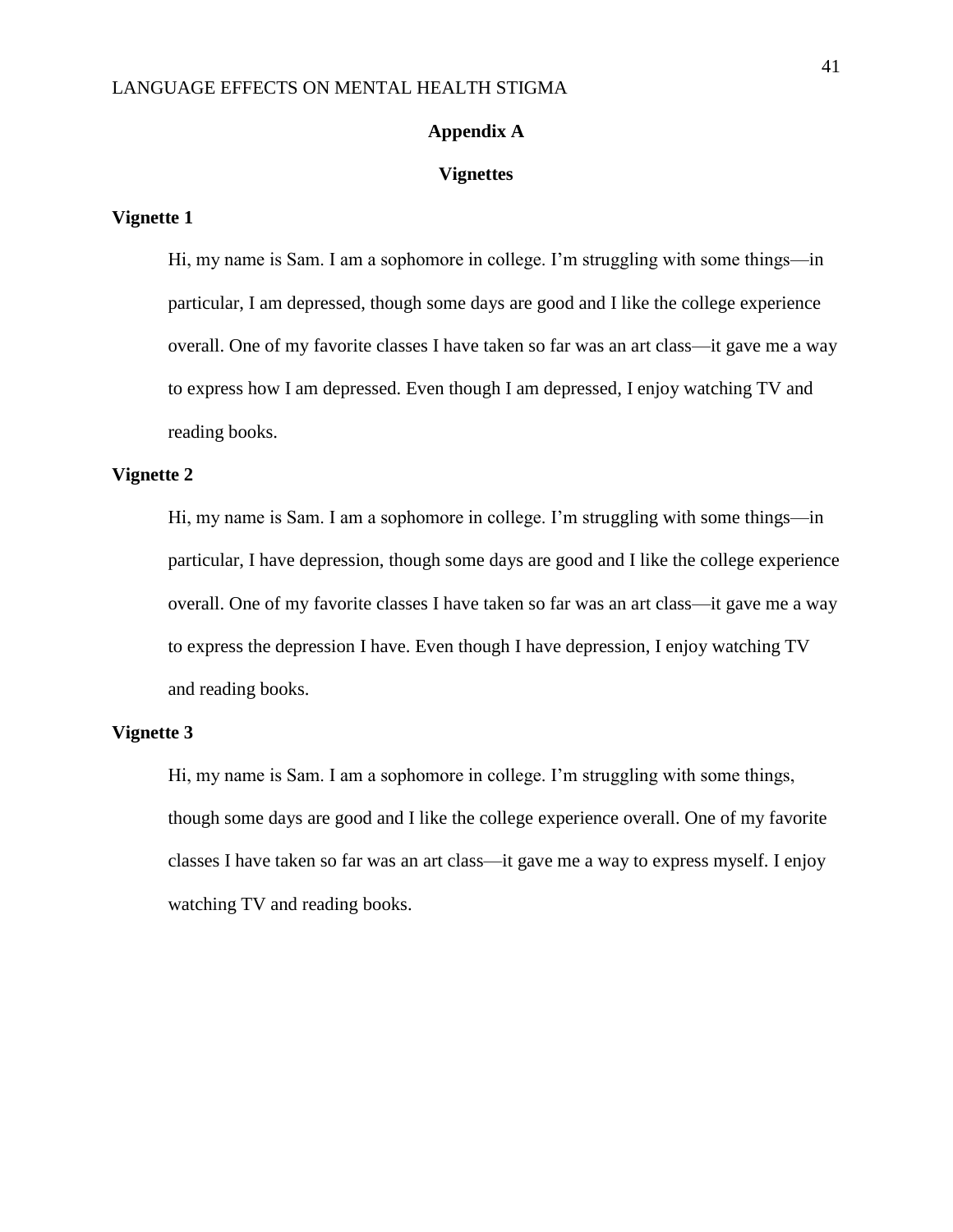# Appendix A

## Vignettes

### Vignette 1

Hi, my name is Sam. I am a sophomore in college. I'm struggling with some things—in particular, I am depressed, though some days are good and I like the college experience overall. One of my favorite classes I have taken so far was an art class—it gave me a way to express how I am depressed. Even though I am depressed, I enjoy watching TV and reading books.

### Vignette 2

Hi, my name is Sam. I am a sophomore in college. I'm struggling with some things—in particular, I have depression, though some days are good and I like the college experience overall. One of my favorite classes I have taken so far was an art class—it gave me a way to express the depression I have. Even though I have depression, I enjoy watching TV and reading books.

### Vignette 3

Hi, my name is Sam. I am a sophomore in college. I'm struggling with some things, though some days are good and I like the college experience overall. One of my favorite classes I have taken so far was an art class—it gave me a way to express myself. I enjoy watching TV and reading books.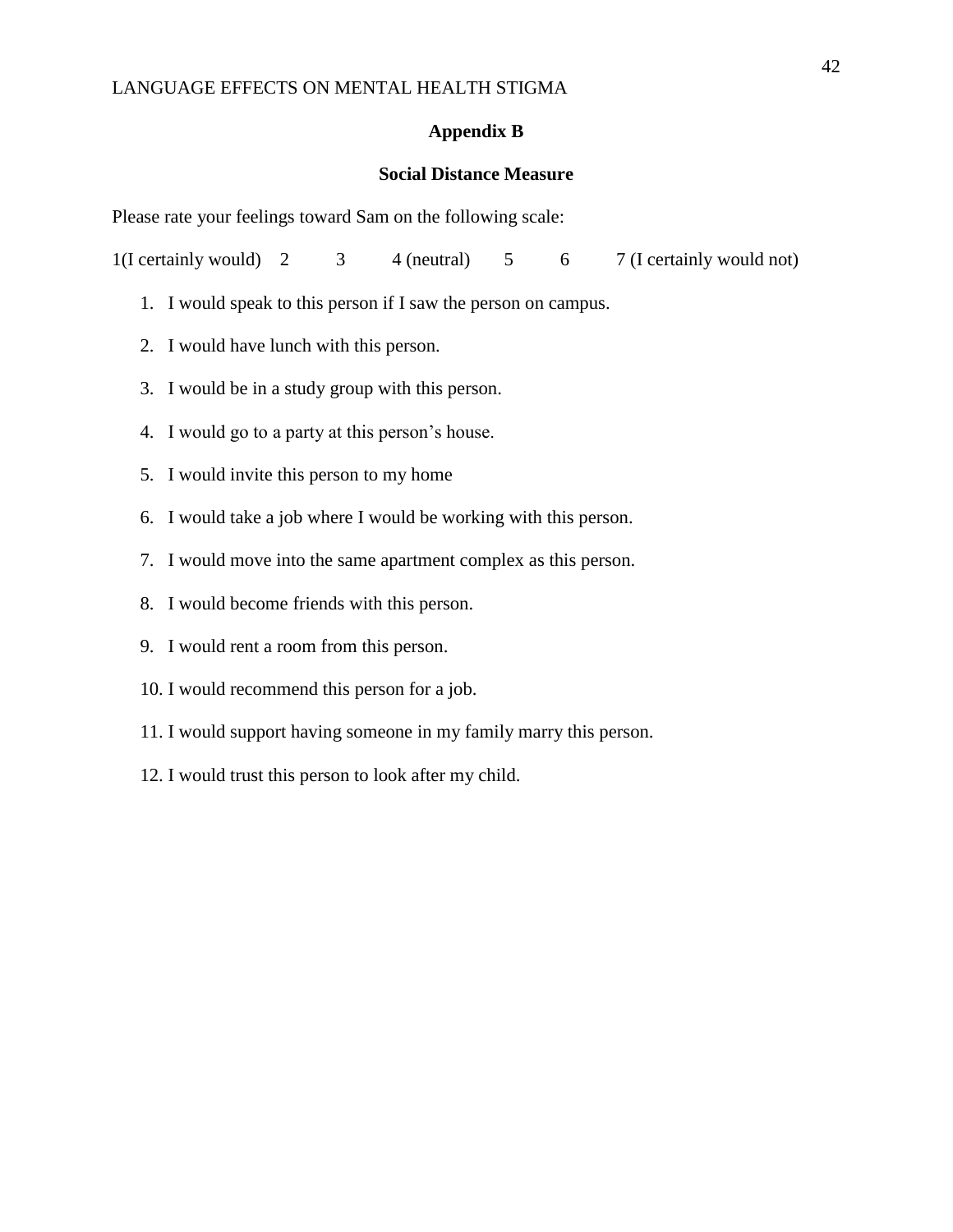## Appendix B

### Social Distance Measure

Please rate your feelings toward Sam on the following scale:

1(I certainly would) 2 3 4 (neutral) 5 6 7 (I certainly would not)

1. I would speak to this person if I saw the person on campus.
2. I would have lunch with this person.
3. I would be in a study group with this person.
4. I would go to a party at this person's house.
5. I would invite this person to my home
6. I would take a job where I would be working with this person.
7. I would move into the same apartment complex as this person.
8. I would become friends with this person.
9. I would rent a room from this person.
10. I would recommend this person for a job.
11. I would support having someone in my family marry this person.
12. I would trust this person to look after my child.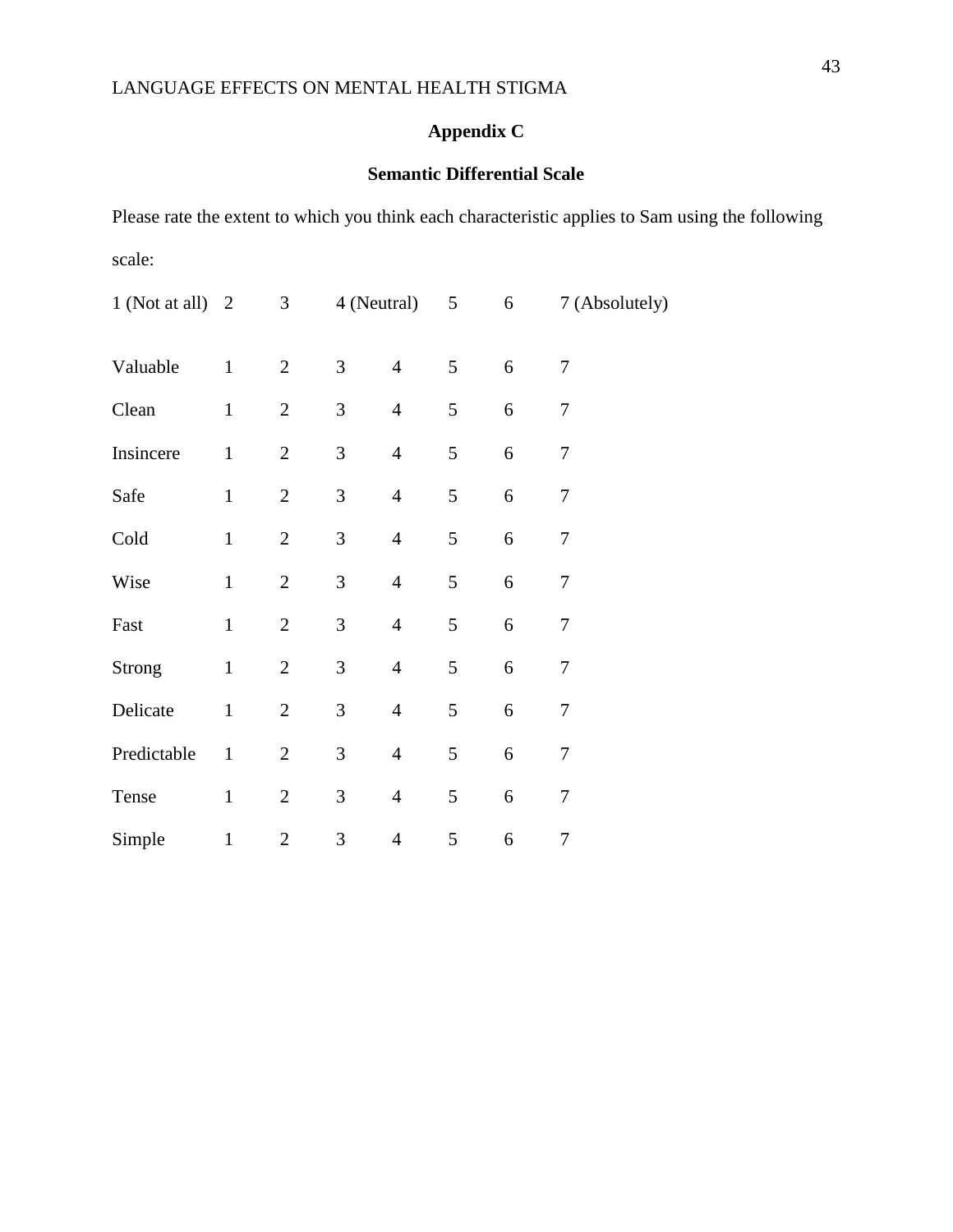## Appendix C

### Semantic Differential Scale

Please rate the extent to which you think each characteristic applies to Sam using the following scale:

1 (Not at all) 2 3 4 (Neutral) 5 6 7 (Absolutely)

| | | | | | | | |
|---|---|---|---|---|---|---|---|
| Valuable | 1 | 2 | 3 | 4 | 5 | 6 | 7 |
| Clean | 1 | 2 | 3 | 4 | 5 | 6 | 7 |
| Insincere | 1 | 2 | 3 | 4 | 5 | 6 | 7 |
| Safe | 1 | 2 | 3 | 4 | 5 | 6 | 7 |
| Cold | 1 | 2 | 3 | 4 | 5 | 6 | 7 |
| Wise | 1 | 2 | 3 | 4 | 5 | 6 | 7 |
| Fast | 1 | 2 | 3 | 4 | 5 | 6 | 7 |
| Strong | 1 | 2 | 3 | 4 | 5 | 6 | 7 |
| Delicate | 1 | 2 | 3 | 4 | 5 | 6 | 7 |
| Predictable | 1 | 2 | 3 | 4 | 5 | 6 | 7 |
| Tense | 1 | 2 | 3 | 4 | 5 | 6 | 7 |
| Simple | 1 | 2 | 3 | 4 | 5 | 6 | 7 |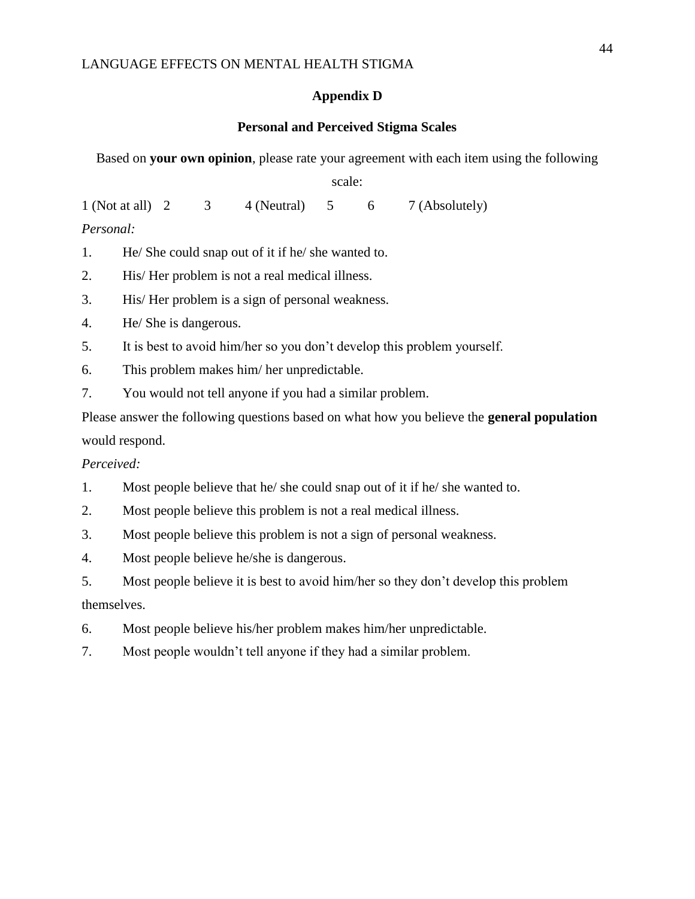## Appendix D

### Personal and Perceived Stigma Scales

Based on **your own opinion**, please rate your agreement with each item using the following scale:

1 (Not at all) 2 3 4 (Neutral) 5 6 7 (Absolutely)

*Personal:*

1. He/ She could snap out of it if he/ she wanted to.
2. His/ Her problem is not a real medical illness.
3. His/ Her problem is a sign of personal weakness.
4. He/ She is dangerous.
5. It is best to avoid him/her so you don't develop this problem yourself.
6. This problem makes him/ her unpredictable.
7. You would not tell anyone if you had a similar problem.

Please answer the following questions based on what how you believe the **general population** would respond.

*Perceived:*

1. Most people believe that he/ she could snap out of it if he/ she wanted to.
2. Most people believe this problem is not a real medical illness.
3. Most people believe this problem is not a sign of personal weakness.
4. Most people believe he/she is dangerous.
5. Most people believe it is best to avoid him/her so they don't develop this problem themselves.
6. Most people believe his/her problem makes him/her unpredictable.
7. Most people wouldn't tell anyone if they had a similar problem.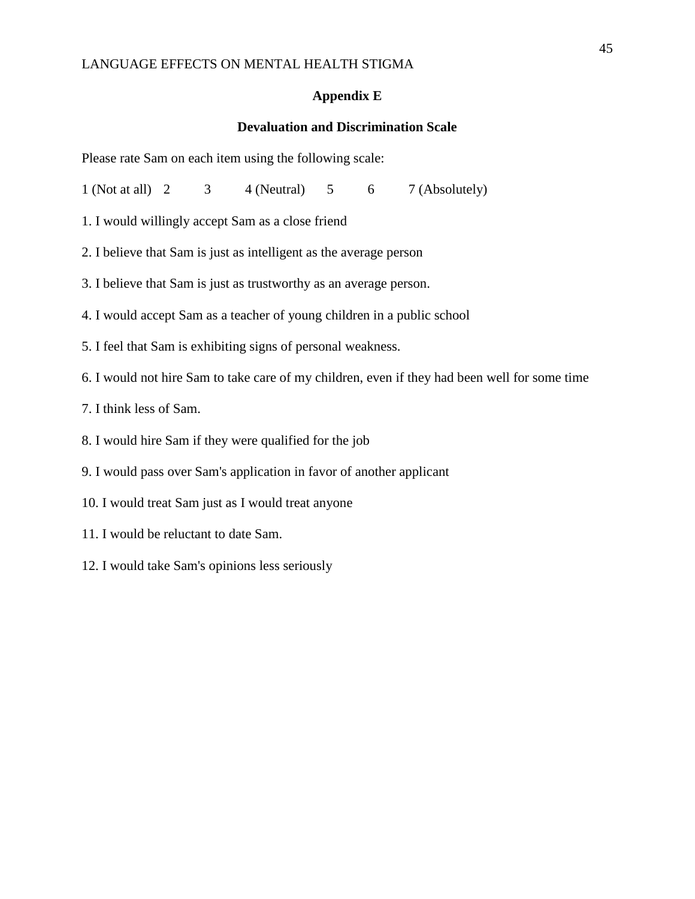## Appendix E

### Devaluation and Discrimination Scale

Please rate Sam on each item using the following scale:

1 (Not at all) 2 3 4 (Neutral) 5 6 7 (Absolutely)

1. I would willingly accept Sam as a close friend
2. I believe that Sam is just as intelligent as the average person
3. I believe that Sam is just as trustworthy as an average person.
4. I would accept Sam as a teacher of young children in a public school
5. I feel that Sam is exhibiting signs of personal weakness.
6. I would not hire Sam to take care of my children, even if they had been well for some time
7. I think less of Sam.
8. I would hire Sam if they were qualified for the job
9. I would pass over Sam's application in favor of another applicant
10. I would treat Sam just as I would treat anyone
11. I would be reluctant to date Sam.
12. I would take Sam's opinions less seriously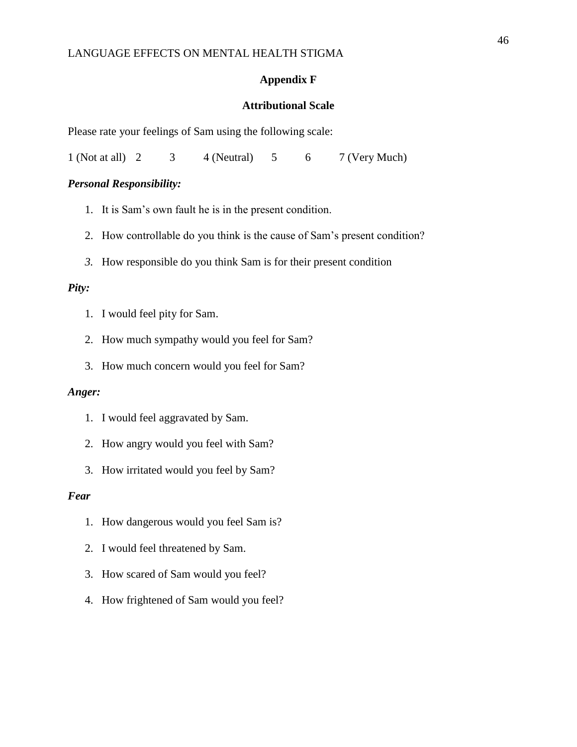## Appendix F

### Attributional Scale

Please rate your feelings of Sam using the following scale:

1 (Not at all) 2 3 4 (Neutral) 5 6 7 (Very Much)

***Personal Responsibility:***

1. It is Sam's own fault he is in the present condition.
2. How controllable do you think is the cause of Sam's present condition?
3. How responsible do you think Sam is for their present condition

***Pity:***

1. I would feel pity for Sam.
2. How much sympathy would you feel for Sam?
3. How much concern would you feel for Sam?

***Anger:***

1. I would feel aggravated by Sam.
2. How angry would you feel with Sam?
3. How irritated would you feel by Sam?

***Fear***

1. How dangerous would you feel Sam is?
2. I would feel threatened by Sam.
3. How scared of Sam would you feel?
4. How frightened of Sam would you feel?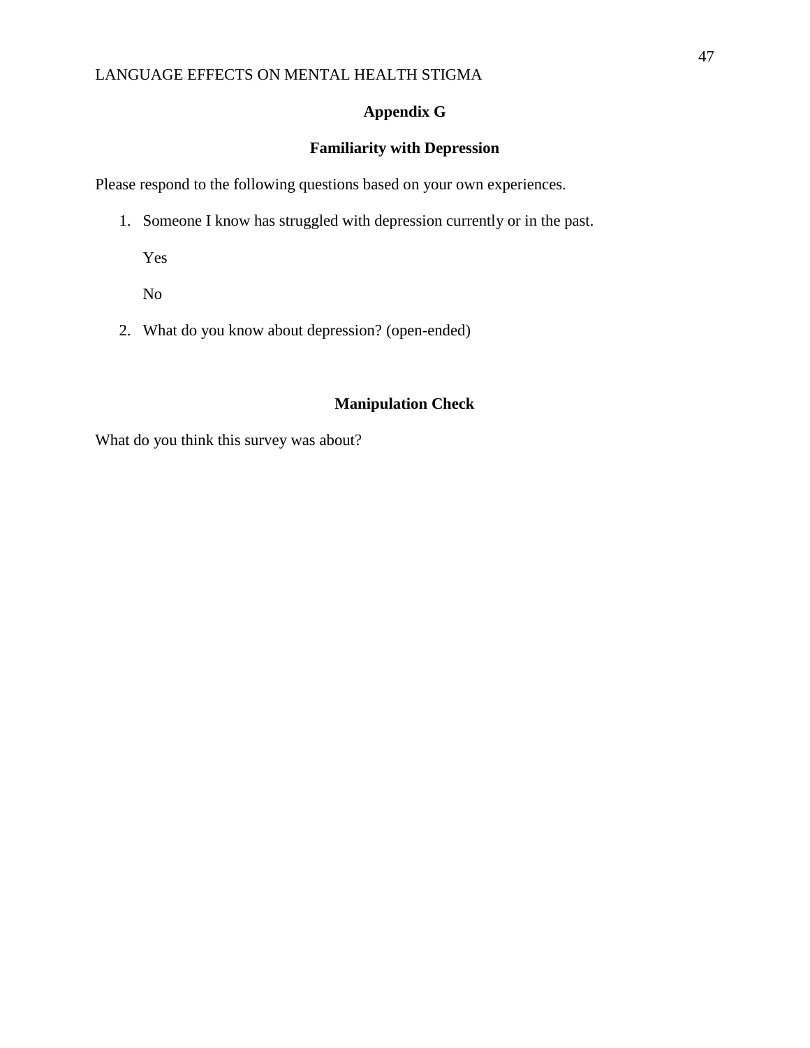## Appendix G

### Familiarity with Depression

Please respond to the following questions based on your own experiences.

1. Someone I know has struggled with depression currently or in the past.

   Yes

   No

2. What do you know about depression? (open-ended)

### Manipulation Check

What do you think this survey was about?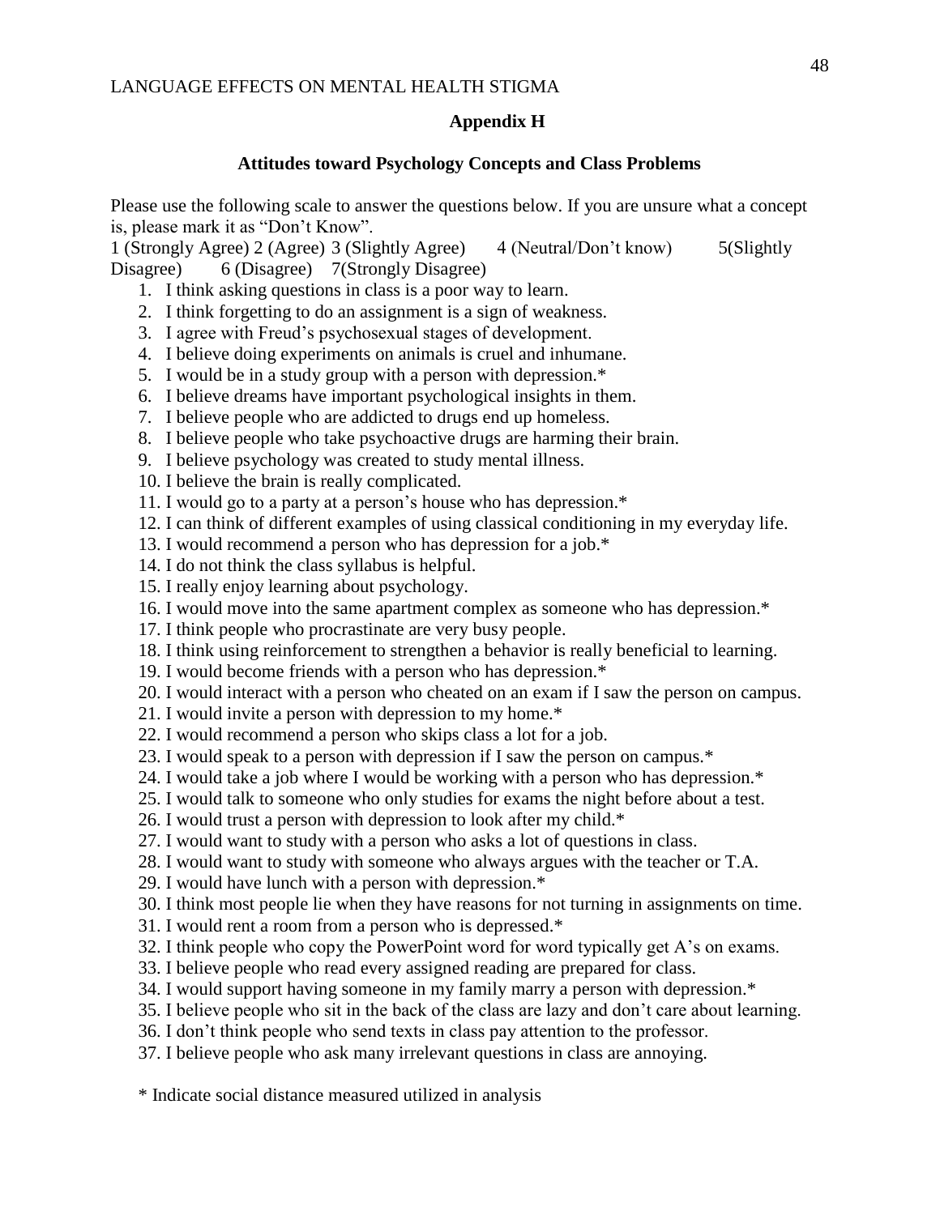## Appendix H

### Attitudes toward Psychology Concepts and Class Problems

Please use the following scale to answer the questions below. If you are unsure what a concept is, please mark it as "Don't Know".

1 (Strongly Agree) 2 (Agree) 3 (Slightly Agree) 4 (Neutral/Don't know) 5(Slightly Disagree) 6 (Disagree) 7(Strongly Disagree)

1. I think asking questions in class is a poor way to learn.
2. I think forgetting to do an assignment is a sign of weakness.
3. I agree with Freud's psychosexual stages of development.
4. I believe doing experiments on animals is cruel and inhumane.
5. I would be in a study group with a person with depression.*
6. I believe dreams have important psychological insights in them.
7. I believe people who are addicted to drugs end up homeless.
8. I believe people who take psychoactive drugs are harming their brain.
9. I believe psychology was created to study mental illness.
10. I believe the brain is really complicated.
11. I would go to a party at a person's house who has depression.*
12. I can think of different examples of using classical conditioning in my everyday life.
13. I would recommend a person who has depression for a job.*
14. I do not think the class syllabus is helpful.
15. I really enjoy learning about psychology.
16. I would move into the same apartment complex as someone who has depression.*
17. I think people who procrastinate are very busy people.
18. I think using reinforcement to strengthen a behavior is really beneficial to learning.
19. I would become friends with a person who has depression.*
20. I would interact with a person who cheated on an exam if I saw the person on campus.
21. I would invite a person with depression to my home.*
22. I would recommend a person who skips class a lot for a job.
23. I would speak to a person with depression if I saw the person on campus.*
24. I would take a job where I would be working with a person who has depression.*
25. I would talk to someone who only studies for exams the night before about a test.
26. I would trust a person with depression to look after my child.*
27. I would want to study with a person who asks a lot of questions in class.
28. I would want to study with someone who always argues with the teacher or T.A.
29. I would have lunch with a person with depression.*
30. I think most people lie when they have reasons for not turning in assignments on time.
31. I would rent a room from a person who is depressed.*
32. I think people who copy the PowerPoint word for word typically get A's on exams.
33. I believe people who read every assigned reading are prepared for class.
34. I would support having someone in my family marry a person with depression.*
35. I believe people who sit in the back of the class are lazy and don't care about learning.
36. I don't think people who send texts in class pay attention to the professor.
37. I believe people who ask many irrelevant questions in class are annoying.

\* Indicate social distance measured utilized in analysis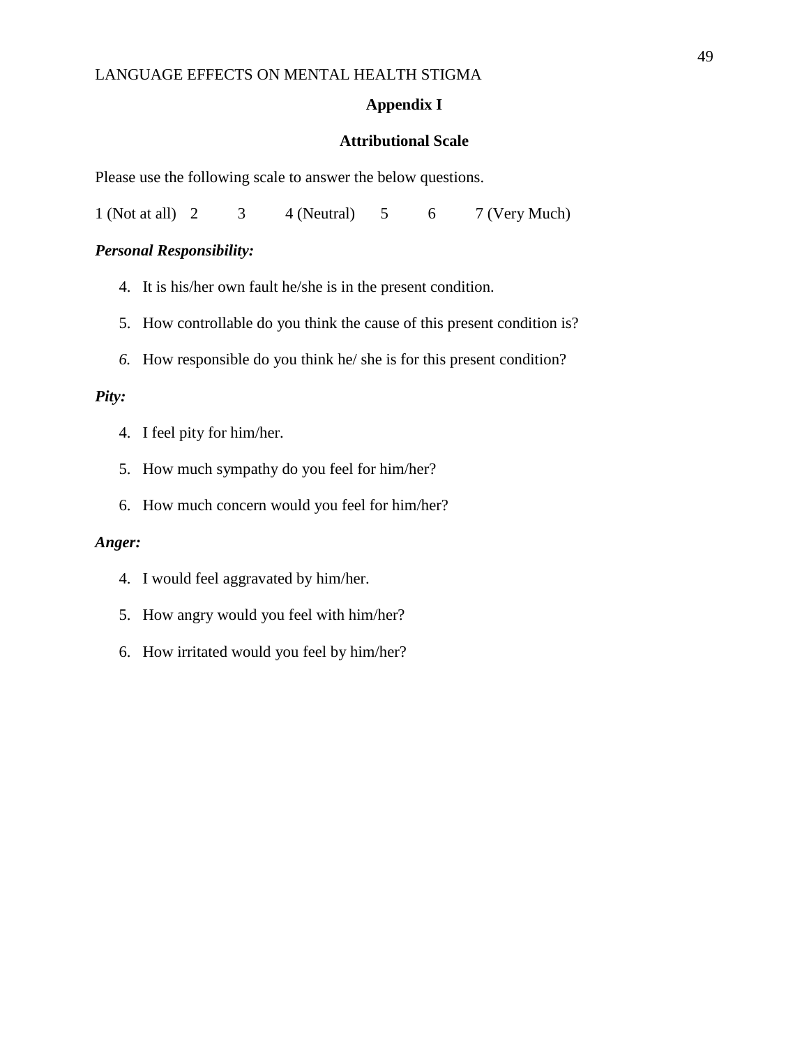## Appendix I

## Attributional Scale

Please use the following scale to answer the below questions.

1 (Not at all) 2 3 4 (Neutral) 5 6 7 (Very Much)

***Personal Responsibility:***

4. It is his/her own fault he/she is in the present condition.
5. How controllable do you think the cause of this present condition is?
6. How responsible do you think he/ she is for this present condition?

***Pity:***

4. I feel pity for him/her.
5. How much sympathy do you feel for him/her?
6. How much concern would you feel for him/her?

***Anger:***

4. I would feel aggravated by him/her.
5. How angry would you feel with him/her?
6. How irritated would you feel by him/her?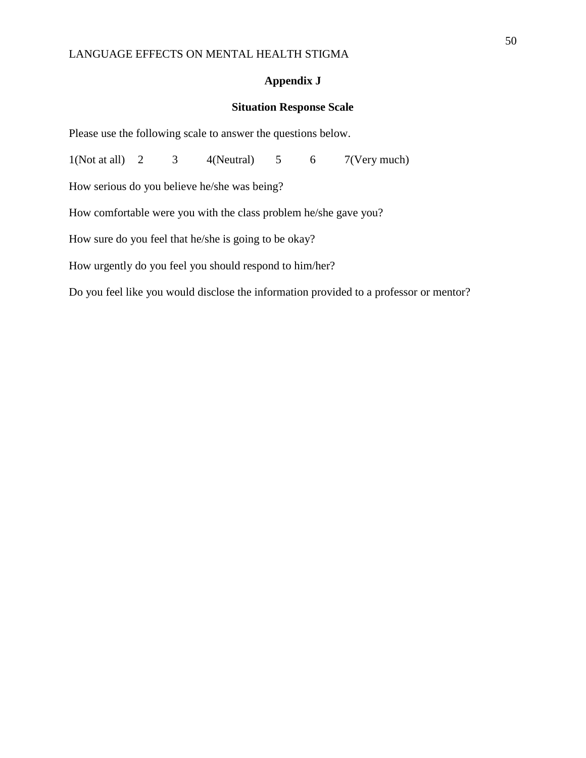## Appendix J

### Situation Response Scale

Please use the following scale to answer the questions below.

1(Not at all) 2 3 4(Neutral) 5 6 7(Very much)

How serious do you believe he/she was being?

How comfortable were you with the class problem he/she gave you?

How sure do you feel that he/she is going to be okay?

How urgently do you feel you should respond to him/her?

Do you feel like you would disclose the information provided to a professor or mentor?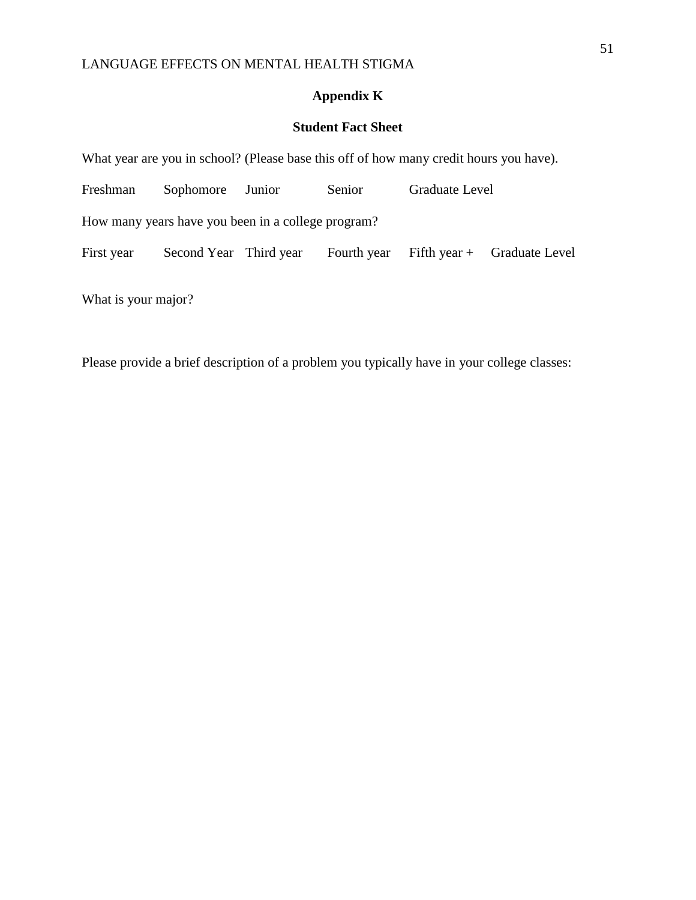## Appendix K

### Student Fact Sheet

What year are you in school? (Please base this off of how many credit hours you have).

Freshman Sophomore Junior Senior Graduate Level

How many years have you been in a college program?

First year Second Year Third year Fourth year Fifth year + Graduate Level

What is your major?

Please provide a brief description of a problem you typically have in your college classes: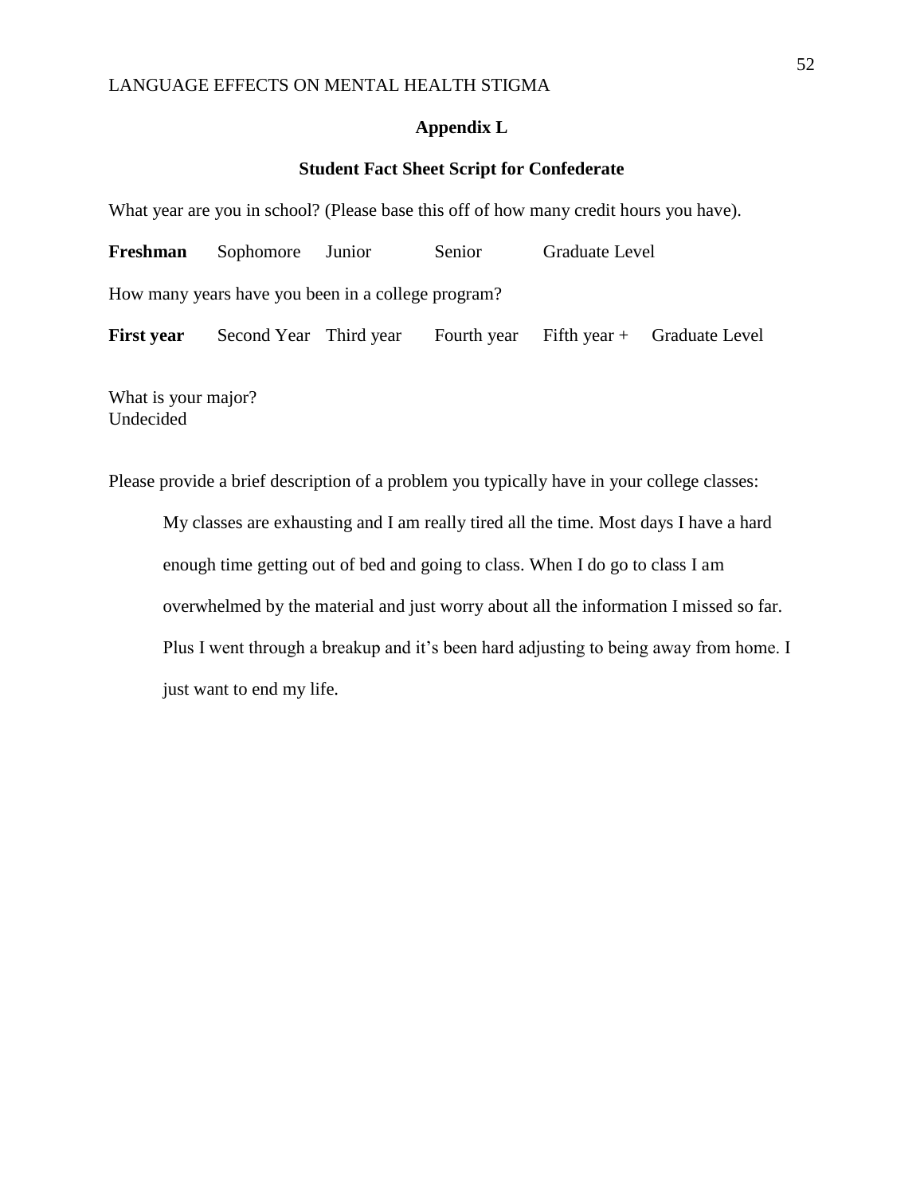## Appendix L

### Student Fact Sheet Script for Confederate

What year are you in school? (Please base this off of how many credit hours you have).

**Freshman** Sophomore Junior Senior Graduate Level

How many years have you been in a college program?

**First year** Second Year Third year Fourth year Fifth year + Graduate Level

What is your major?
Undecided

Please provide a brief description of a problem you typically have in your college classes:

> My classes are exhausting and I am really tired all the time. Most days I have a hard enough time getting out of bed and going to class. When I do go to class I am overwhelmed by the material and just worry about all the information I missed so far. Plus I went through a breakup and it's been hard adjusting to being away from home. I just want to end my life.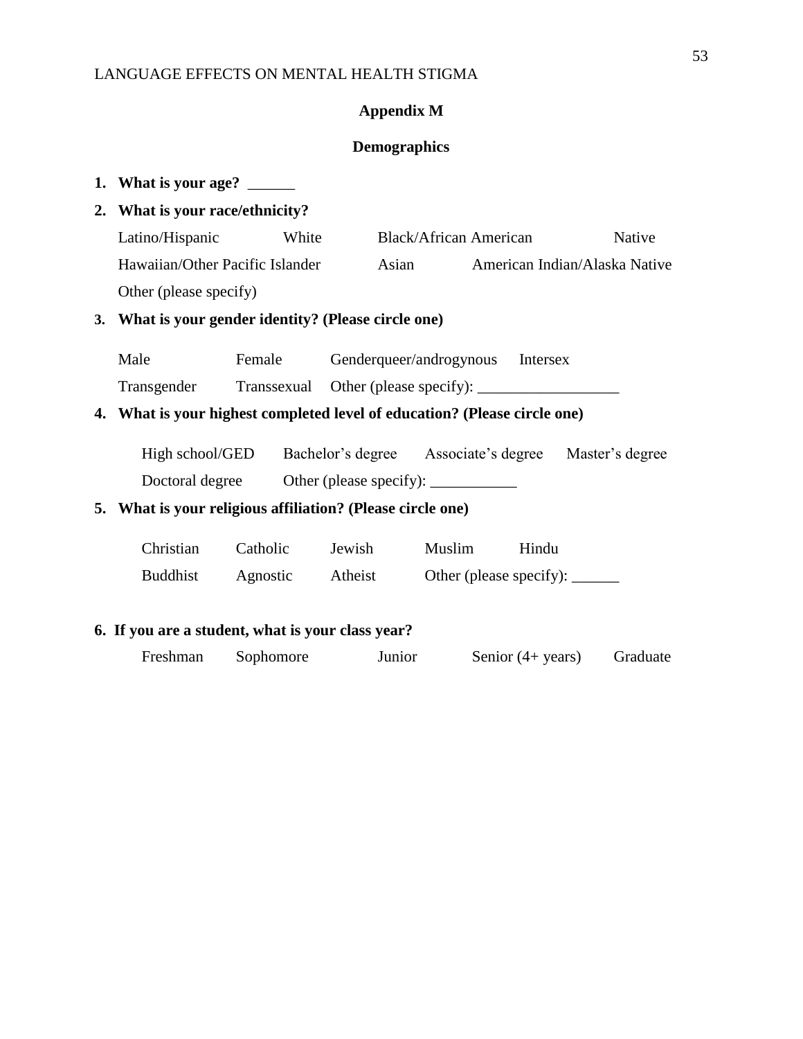# Appendix M

## Demographics

1. **What is your age?** ______

2. **What is your race/ethnicity?**

   Latino/Hispanic  White  Black/African American  Native Hawaiian/Other Pacific Islander  Asian  American Indian/Alaska Native  Other (please specify)

3. **What is your gender identity? (Please circle one)**

   Male  Female  Genderqueer/androgynous  Intersex
   Transgender  Transsexual  Other (please specify): __________________

4. **What is your highest completed level of education? (Please circle one)**

   High school/GED  Bachelor's degree  Associate's degree  Master's degree
   Doctoral degree  Other (please specify): ___________

5. **What is your religious affiliation? (Please circle one)**

   Christian  Catholic  Jewish  Muslim  Hindu
   Buddhist  Agnostic  Atheist  Other (please specify): ______

6. **If you are a student, what is your class year?**

   Freshman  Sophomore  Junior  Senior (4+ years)  Graduate